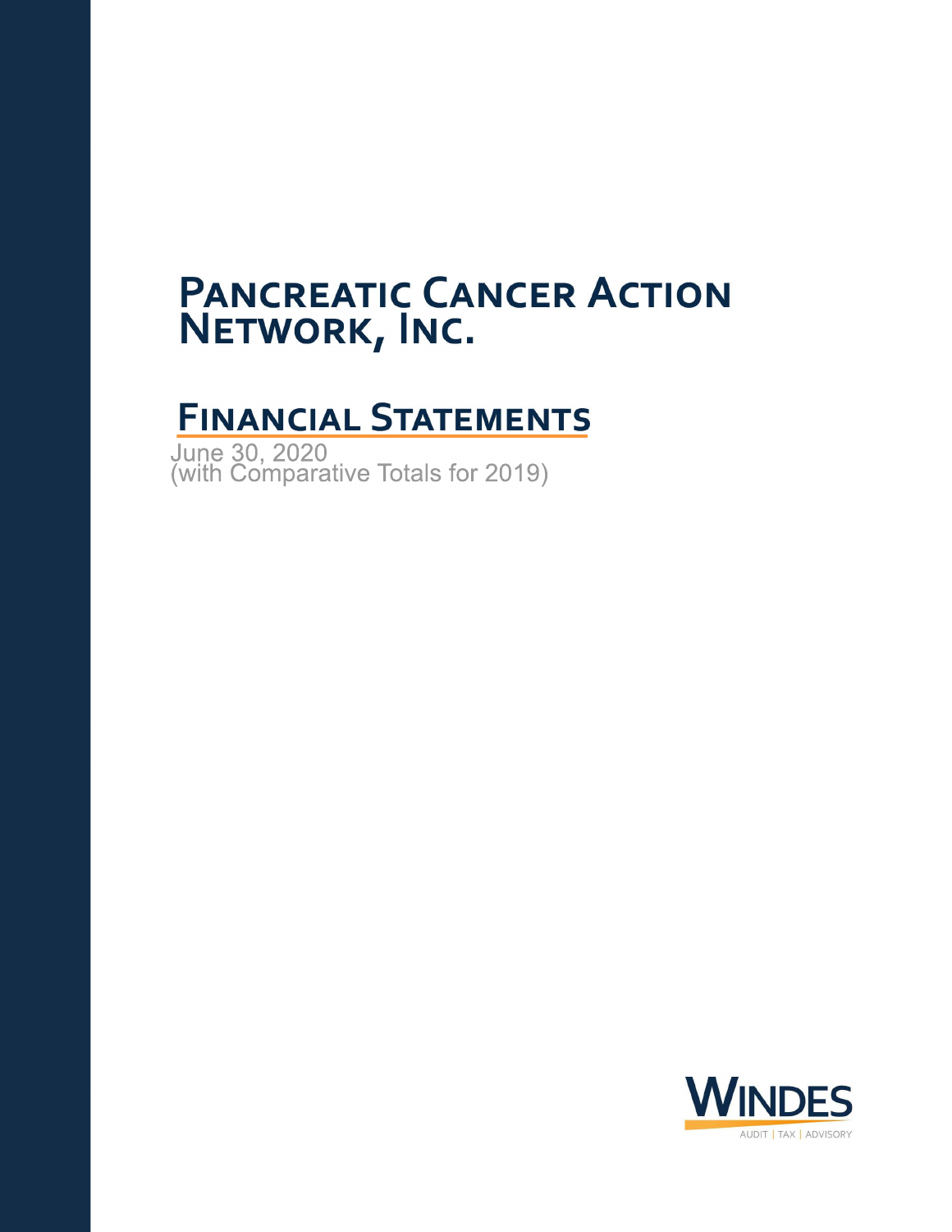# Pancreatic Cancer Action Network, Inc.

## Financial Statements

June 30, 2020
(with Comparative Totals for 2019)

WINDES
AUDIT | TAX | ADVISORY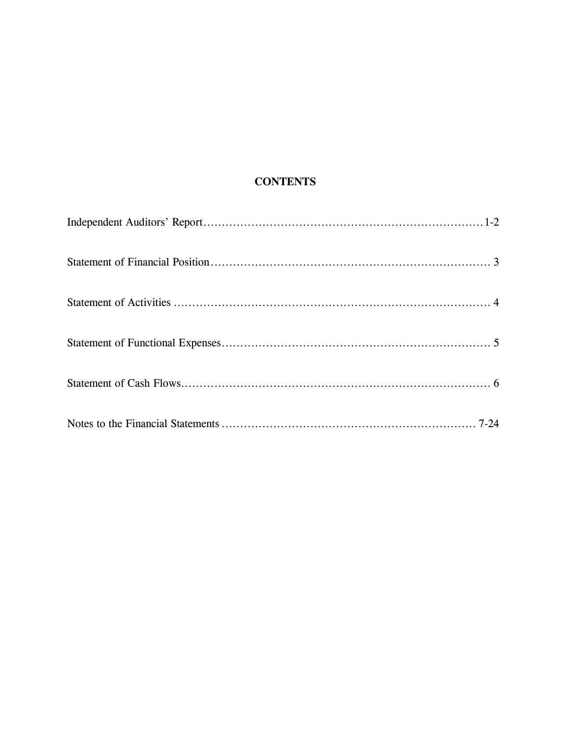# CONTENTS

| | |
|---|---|
| Independent Auditors' Report | 1-2 |
| Statement of Financial Position | 3 |
| Statement of Activities | 4 |
| Statement of Functional Expenses | 5 |
| Statement of Cash Flows | 6 |
| Notes to the Financial Statements | 7-24 |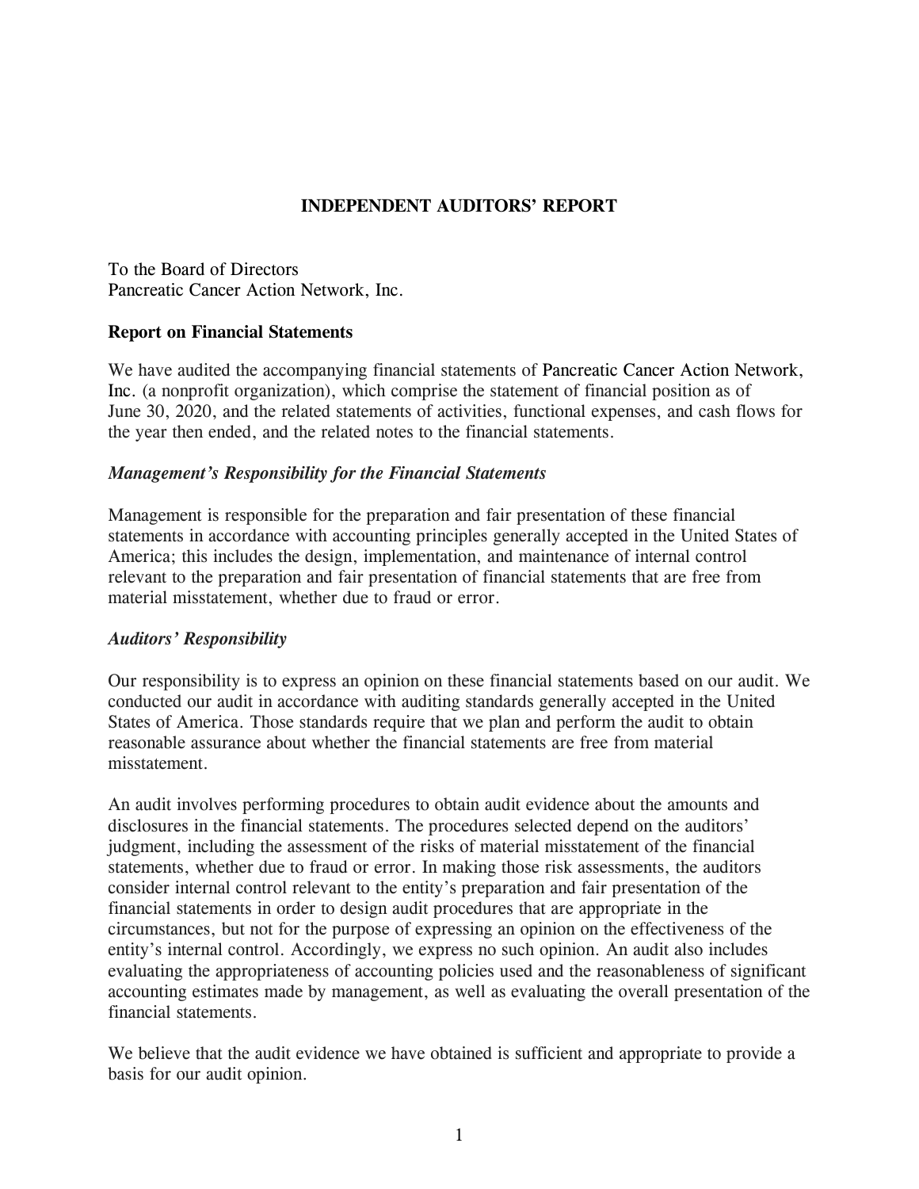# INDEPENDENT AUDITORS' REPORT

To the Board of Directors
Pancreatic Cancer Action Network, Inc.

## Report on Financial Statements

We have audited the accompanying financial statements of Pancreatic Cancer Action Network, Inc. (a nonprofit organization), which comprise the statement of financial position as of June 30, 2020, and the related statements of activities, functional expenses, and cash flows for the year then ended, and the related notes to the financial statements.

### *Management's Responsibility for the Financial Statements*

Management is responsible for the preparation and fair presentation of these financial statements in accordance with accounting principles generally accepted in the United States of America; this includes the design, implementation, and maintenance of internal control relevant to the preparation and fair presentation of financial statements that are free from material misstatement, whether due to fraud or error.

### *Auditors' Responsibility*

Our responsibility is to express an opinion on these financial statements based on our audit. We conducted our audit in accordance with auditing standards generally accepted in the United States of America. Those standards require that we plan and perform the audit to obtain reasonable assurance about whether the financial statements are free from material misstatement.

An audit involves performing procedures to obtain audit evidence about the amounts and disclosures in the financial statements. The procedures selected depend on the auditors' judgment, including the assessment of the risks of material misstatement of the financial statements, whether due to fraud or error. In making those risk assessments, the auditors consider internal control relevant to the entity's preparation and fair presentation of the financial statements in order to design audit procedures that are appropriate in the circumstances, but not for the purpose of expressing an opinion on the effectiveness of the entity's internal control. Accordingly, we express no such opinion. An audit also includes evaluating the appropriateness of accounting policies used and the reasonableness of significant accounting estimates made by management, as well as evaluating the overall presentation of the financial statements.

We believe that the audit evidence we have obtained is sufficient and appropriate to provide a basis for our audit opinion.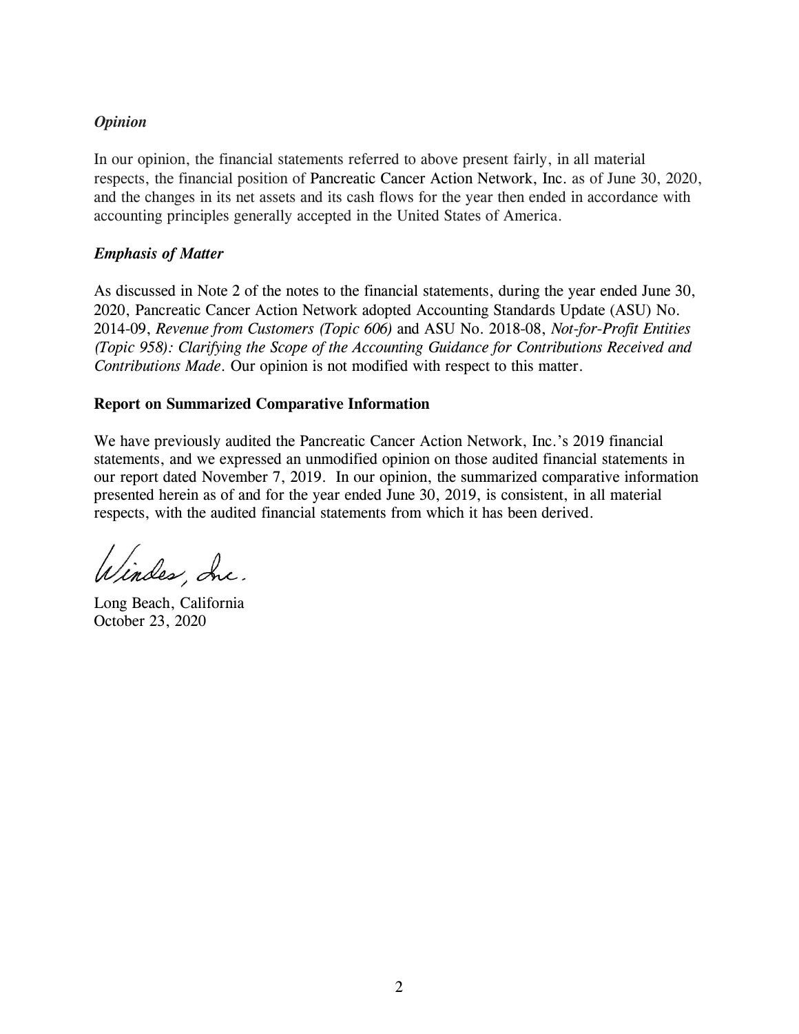### *Opinion*

In our opinion, the financial statements referred to above present fairly, in all material respects, the financial position of Pancreatic Cancer Action Network, Inc. as of June 30, 2020, and the changes in its net assets and its cash flows for the year then ended in accordance with accounting principles generally accepted in the United States of America.

### *Emphasis of Matter*

As discussed in Note 2 of the notes to the financial statements, during the year ended June 30, 2020, Pancreatic Cancer Action Network adopted Accounting Standards Update (ASU) No. 2014-09, *Revenue from Customers (Topic 606)* and ASU No. 2018-08, *Not-for-Profit Entities (Topic 958): Clarifying the Scope of the Accounting Guidance for Contributions Received and Contributions Made*. Our opinion is not modified with respect to this matter.

## Report on Summarized Comparative Information

We have previously audited the Pancreatic Cancer Action Network, Inc.'s 2019 financial statements, and we expressed an unmodified opinion on those audited financial statements in our report dated November 7, 2019. In our opinion, the summarized comparative information presented herein as of and for the year ended June 30, 2019, is consistent, in all material respects, with the audited financial statements from which it has been derived.

Windes, Inc.

Long Beach, California
October 23, 2020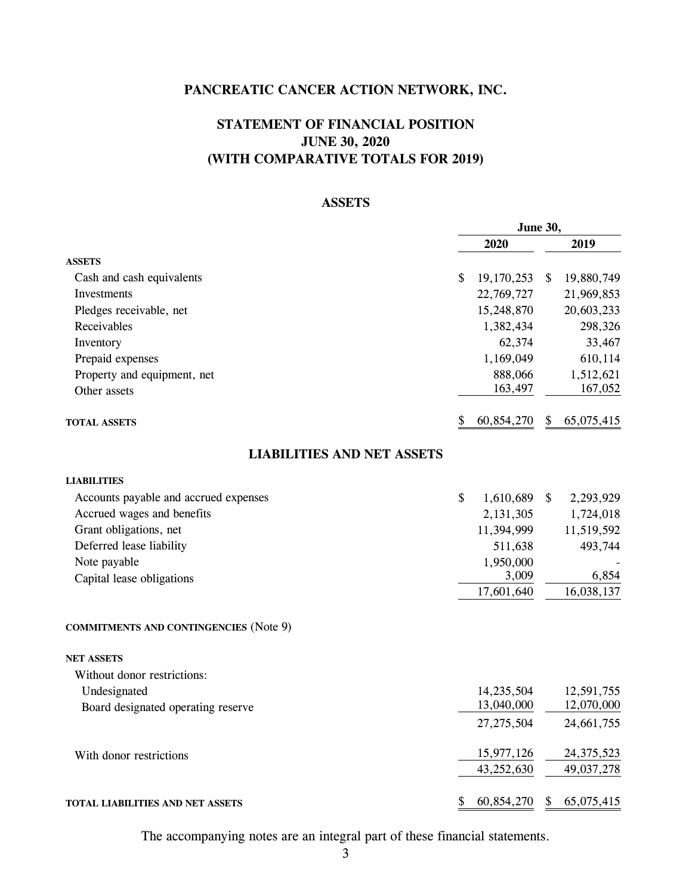# PANCREATIC CANCER ACTION NETWORK, INC.

## STATEMENT OF FINANCIAL POSITION
## JUNE 30, 2020
## (WITH COMPARATIVE TOTALS FOR 2019)

### ASSETS

| | June 30, 2020 | June 30, 2019 |
|---|---|---|
| **ASSETS** | | |
| Cash and cash equivalents | $ 19,170,253 | $ 19,880,749 |
| Investments | 22,769,727 | 21,969,853 |
| Pledges receivable, net | 15,248,870 | 20,603,233 |
| Receivables | 1,382,434 | 298,326 |
| Inventory | 62,374 | 33,467 |
| Prepaid expenses | 1,169,049 | 610,114 |
| Property and equipment, net | 888,066 | 1,512,621 |
| Other assets | 163,497 | 167,052 |
| **TOTAL ASSETS** | $ 60,854,270 | $ 65,075,415 |

### LIABILITIES AND NET ASSETS

| | June 30, 2020 | June 30, 2019 |
|---|---|---|
| **LIABILITIES** | | |
| Accounts payable and accrued expenses | $ 1,610,689 | $ 2,293,929 |
| Accrued wages and benefits | 2,131,305 | 1,724,018 |
| Grant obligations, net | 11,394,999 | 11,519,592 |
| Deferred lease liability | 511,638 | 493,744 |
| Note payable | 1,950,000 | - |
| Capital lease obligations | 3,009 | 6,854 |
| | 17,601,640 | 16,038,137 |
| **COMMITMENTS AND CONTINGENCIES** (Note 9) | | |
| **NET ASSETS** | | |
| Without donor restrictions: | | |
| Undesignated | 14,235,504 | 12,591,755 |
| Board designated operating reserve | 13,040,000 | 12,070,000 |
| | 27,275,504 | 24,661,755 |
| With donor restrictions | 15,977,126 | 24,375,523 |
| | 43,252,630 | 49,037,278 |
| **TOTAL LIABILITIES AND NET ASSETS** | $ 60,854,270 | $ 65,075,415 |

The accompanying notes are an integral part of these financial statements.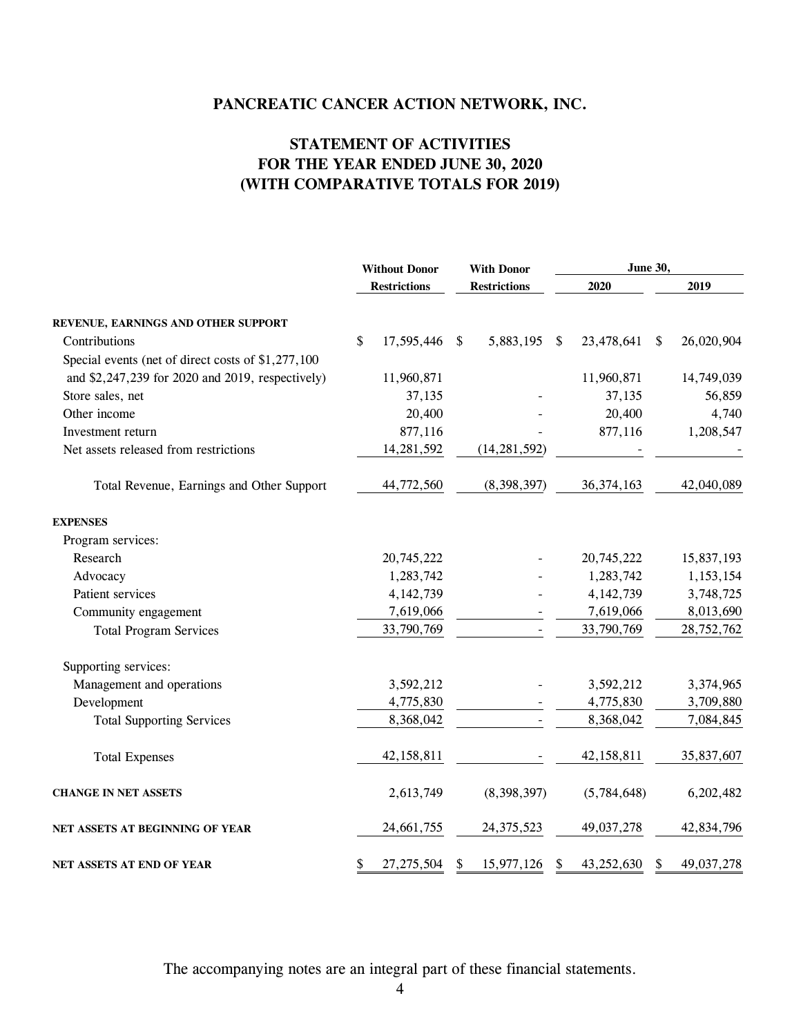# PANCREATIC CANCER ACTION NETWORK, INC.

## STATEMENT OF ACTIVITIES
## FOR THE YEAR ENDED JUNE 30, 2020
## (WITH COMPARATIVE TOTALS FOR 2019)

| | Without Donor Restrictions | With Donor Restrictions | June 30, 2020 | June 30, 2019 |
|---|---|---|---|---|
| **REVENUE, EARNINGS AND OTHER SUPPORT** | | | | |
| Contributions | $ 17,595,446 | $ 5,883,195 | $ 23,478,641 | $ 26,020,904 |
| Special events (net of direct costs of $1,277,100 and $2,247,239 for 2020 and 2019, respectively) | 11,960,871 | | 11,960,871 | 14,749,039 |
| Store sales, net | 37,135 | - | 37,135 | 56,859 |
| Other income | 20,400 | - | 20,400 | 4,740 |
| Investment return | 877,116 | - | 877,116 | 1,208,547 |
| Net assets released from restrictions | 14,281,592 | (14,281,592) | - | - |
| Total Revenue, Earnings and Other Support | 44,772,560 | (8,398,397) | 36,374,163 | 42,040,089 |
| **EXPENSES** | | | | |
| Program services: | | | | |
| Research | 20,745,222 | - | 20,745,222 | 15,837,193 |
| Advocacy | 1,283,742 | - | 1,283,742 | 1,153,154 |
| Patient services | 4,142,739 | - | 4,142,739 | 3,748,725 |
| Community engagement | 7,619,066 | - | 7,619,066 | 8,013,690 |
| Total Program Services | 33,790,769 | - | 33,790,769 | 28,752,762 |
| Supporting services: | | | | |
| Management and operations | 3,592,212 | - | 3,592,212 | 3,374,965 |
| Development | 4,775,830 | - | 4,775,830 | 3,709,880 |
| Total Supporting Services | 8,368,042 | - | 8,368,042 | 7,084,845 |
| Total Expenses | 42,158,811 | - | 42,158,811 | 35,837,607 |
| **CHANGE IN NET ASSETS** | 2,613,749 | (8,398,397) | (5,784,648) | 6,202,482 |
| **NET ASSETS AT BEGINNING OF YEAR** | 24,661,755 | 24,375,523 | 49,037,278 | 42,834,796 |
| **NET ASSETS AT END OF YEAR** | $ 27,275,504 | $ 15,977,126 | $ 43,252,630 | $ 49,037,278 |

The accompanying notes are an integral part of these financial statements.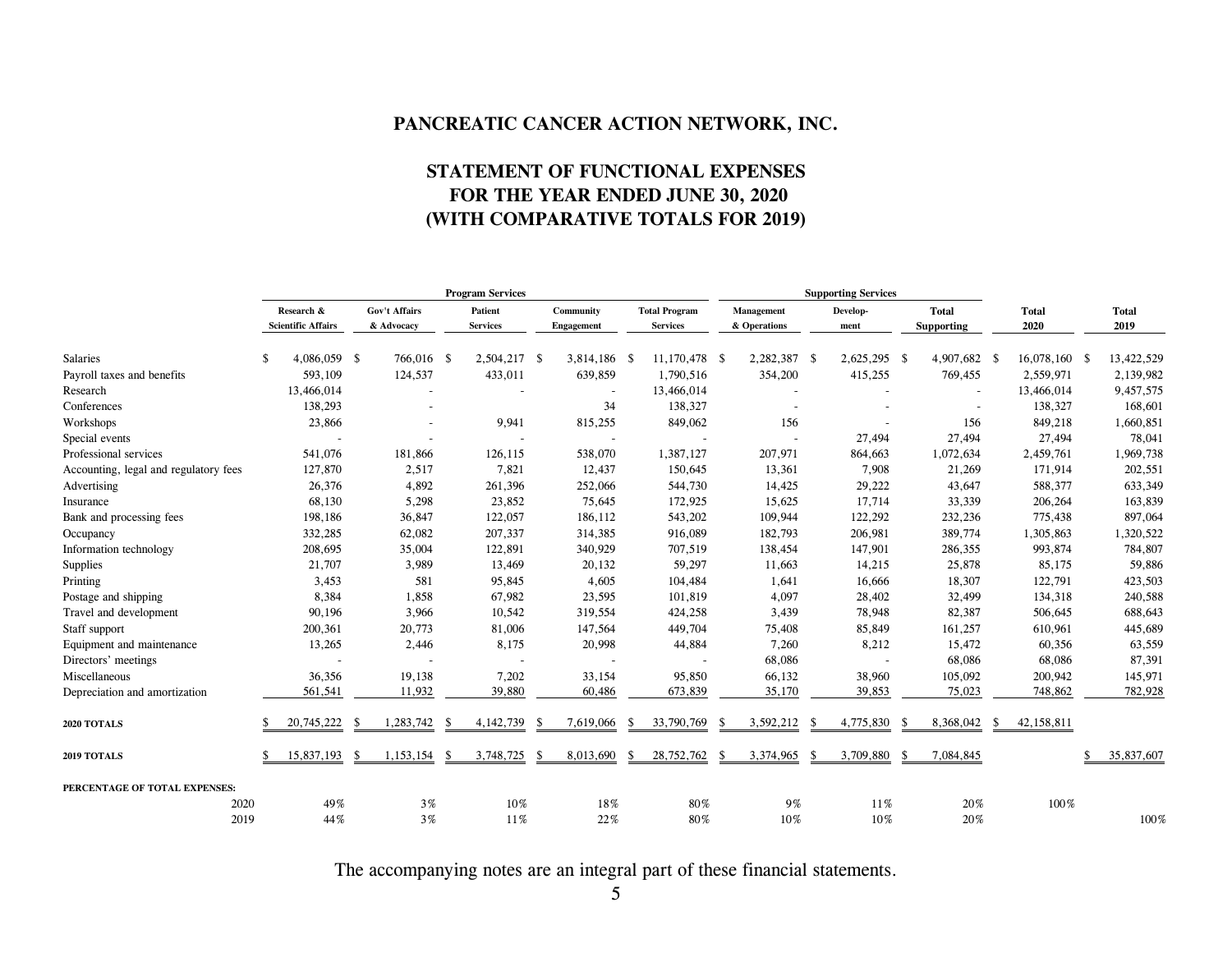# PANCREATIC CANCER ACTION NETWORK, INC.

## STATEMENT OF FUNCTIONAL EXPENSES
## FOR THE YEAR ENDED JUNE 30, 2020
## (WITH COMPARATIVE TOTALS FOR 2019)

| | Program Services | | | | | Supporting Services | | | | |
|---|---|---|---|---|---|---|---|---|---|---|
| | Research & Scientific Affairs | Gov't Affairs & Advocacy | Patient Services | Community Engagement | Total Program Services | Management & Operations | Develop-ment | Total Supporting | Total 2020 | Total 2019 |
| Salaries | $ 4,086,059 | $ 766,016 | $ 2,504,217 | $ 3,814,186 | $ 11,170,478 | $ 2,282,387 | $ 2,625,295 | $ 4,907,682 | $ 16,078,160 | $ 13,422,529 |
| Payroll taxes and benefits | 593,109 | 124,537 | 433,011 | 639,859 | 1,790,516 | 354,200 | 415,255 | 769,455 | 2,559,971 | 2,139,982 |
| Research | 13,466,014 | - | - | - | 13,466,014 | - | - | - | 13,466,014 | 9,457,575 |
| Conferences | 138,293 | - | | 34 | 138,327 | - | - | - | 138,327 | 168,601 |
| Workshops | 23,866 | - | 9,941 | 815,255 | 849,062 | 156 | - | 156 | 849,218 | 1,660,851 |
| Special events | - | - | - | - | - | - | 27,494 | 27,494 | 27,494 | 78,041 |
| Professional services | 541,076 | 181,866 | 126,115 | 538,070 | 1,387,127 | 207,971 | 864,663 | 1,072,634 | 2,459,761 | 1,969,738 |
| Accounting, legal and regulatory fees | 127,870 | 2,517 | 7,821 | 12,437 | 150,645 | 13,361 | 7,908 | 21,269 | 171,914 | 202,551 |
| Advertising | 26,376 | 4,892 | 261,396 | 252,066 | 544,730 | 14,425 | 29,222 | 43,647 | 588,377 | 633,349 |
| Insurance | 68,130 | 5,298 | 23,852 | 75,645 | 172,925 | 15,625 | 17,714 | 33,339 | 206,264 | 163,839 |
| Bank and processing fees | 198,186 | 36,847 | 122,057 | 186,112 | 543,202 | 109,944 | 122,292 | 232,236 | 775,438 | 897,064 |
| Occupancy | 332,285 | 62,082 | 207,337 | 314,385 | 916,089 | 182,793 | 206,981 | 389,774 | 1,305,863 | 1,320,522 |
| Information technology | 208,695 | 35,004 | 122,891 | 340,929 | 707,519 | 138,454 | 147,901 | 286,355 | 993,874 | 784,807 |
| Supplies | 21,707 | 3,989 | 13,469 | 20,132 | 59,297 | 11,663 | 14,215 | 25,878 | 85,175 | 59,886 |
| Printing | 3,453 | 581 | 95,845 | 4,605 | 104,484 | 1,641 | 16,666 | 18,307 | 122,791 | 423,503 |
| Postage and shipping | 8,384 | 1,858 | 67,982 | 23,595 | 101,819 | 4,097 | 28,402 | 32,499 | 134,318 | 240,588 |
| Travel and development | 90,196 | 3,966 | 10,542 | 319,554 | 424,258 | 3,439 | 78,948 | 82,387 | 506,645 | 688,643 |
| Staff support | 200,361 | 20,773 | 81,006 | 147,564 | 449,704 | 75,408 | 85,849 | 161,257 | 610,961 | 445,689 |
| Equipment and maintenance | 13,265 | 2,446 | 8,175 | 20,998 | 44,884 | 7,260 | 8,212 | 15,472 | 60,356 | 63,559 |
| Directors' meetings | - | - | - | - | - | 68,086 | - | 68,086 | 68,086 | 87,391 |
| Miscellaneous | 36,356 | 19,138 | 7,202 | 33,154 | 95,850 | 66,132 | 38,960 | 105,092 | 200,942 | 145,971 |
| Depreciation and amortization | 561,541 | 11,932 | 39,880 | 60,486 | 673,839 | 35,170 | 39,853 | 75,023 | 748,862 | 782,928 |
| **2020 TOTALS** | $ 20,745,222 | $ 1,283,742 | $ 4,142,739 | $ 7,619,066 | $ 33,790,769 | $ 3,592,212 | $ 4,775,830 | $ 8,368,042 | $ 42,158,811 | |
| **2019 TOTALS** | $ 15,837,193 | $ 1,153,154 | $ 3,748,725 | $ 8,013,690 | $ 28,752,762 | $ 3,374,965 | $ 3,709,880 | $ 7,084,845 | | $ 35,837,607 |
| **PERCENTAGE OF TOTAL EXPENSES:** | | | | | | | | | | |
| 2020 | 49% | 3% | 10% | 18% | 80% | 9% | 11% | 20% | 100% | |
| 2019 | 44% | 3% | 11% | 22% | 80% | 10% | 10% | 20% | | 100% |

The accompanying notes are an integral part of these financial statements.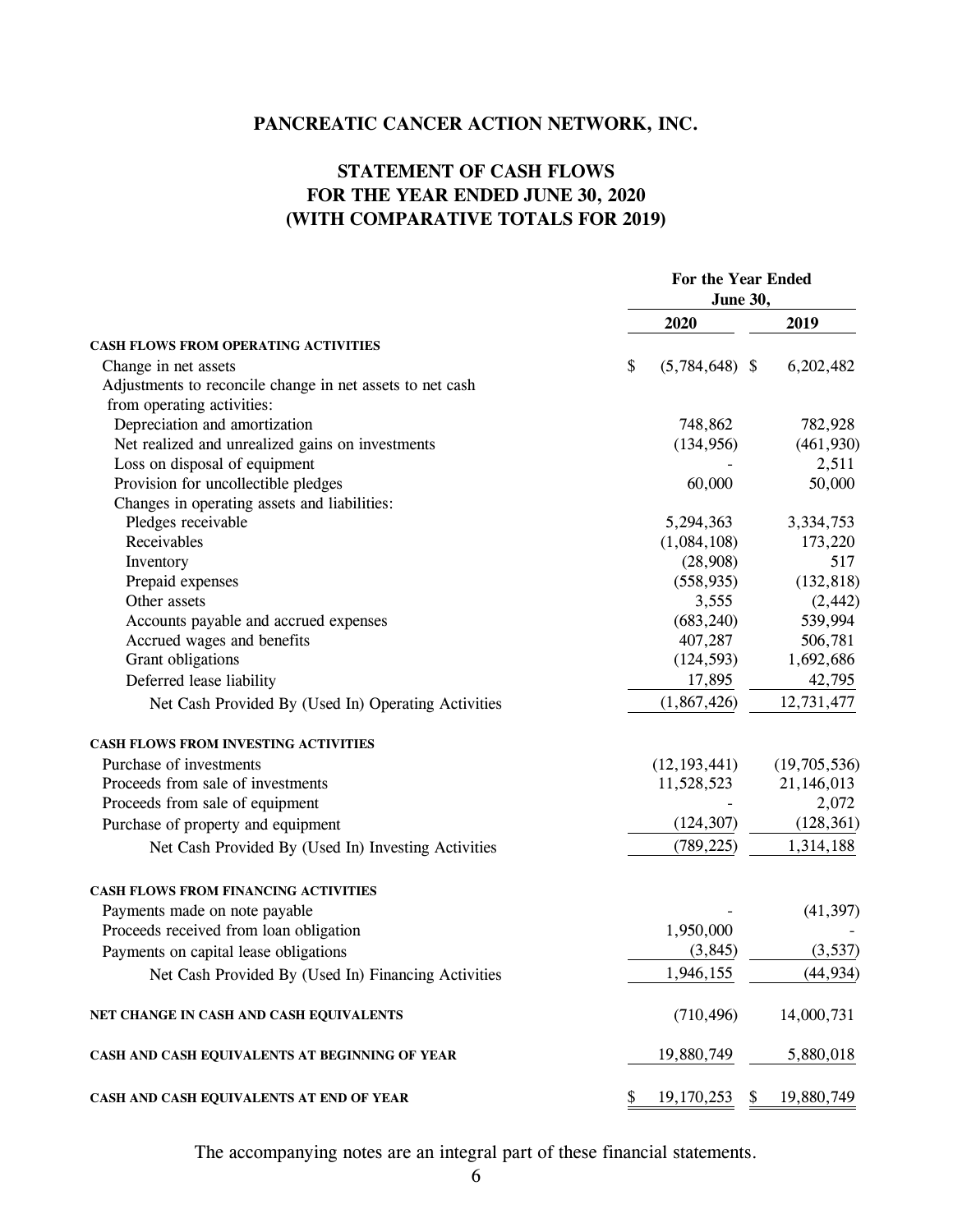# PANCREATIC CANCER ACTION NETWORK, INC.

## STATEMENT OF CASH FLOWS
## FOR THE YEAR ENDED JUNE 30, 2020
## (WITH COMPARATIVE TOTALS FOR 2019)

| | For the Year Ended June 30, | |
|---|---|---|
| | 2020 | 2019 |
| **CASH FLOWS FROM OPERATING ACTIVITIES** | | |
| Change in net assets | $ (5,784,648) | $ 6,202,482 |
| Adjustments to reconcile change in net assets to net cash from operating activities: | | |
| Depreciation and amortization | 748,862 | 782,928 |
| Net realized and unrealized gains on investments | (134,956) | (461,930) |
| Loss on disposal of equipment | - | 2,511 |
| Provision for uncollectible pledges | 60,000 | 50,000 |
| Changes in operating assets and liabilities: | | |
| Pledges receivable | 5,294,363 | 3,334,753 |
| Receivables | (1,084,108) | 173,220 |
| Inventory | (28,908) | 517 |
| Prepaid expenses | (558,935) | (132,818) |
| Other assets | 3,555 | (2,442) |
| Accounts payable and accrued expenses | (683,240) | 539,994 |
| Accrued wages and benefits | 407,287 | 506,781 |
| Grant obligations | (124,593) | 1,692,686 |
| Deferred lease liability | 17,895 | 42,795 |
| Net Cash Provided By (Used In) Operating Activities | (1,867,426) | 12,731,477 |
| **CASH FLOWS FROM INVESTING ACTIVITIES** | | |
| Purchase of investments | (12,193,441) | (19,705,536) |
| Proceeds from sale of investments | 11,528,523 | 21,146,013 |
| Proceeds from sale of equipment | - | 2,072 |
| Purchase of property and equipment | (124,307) | (128,361) |
| Net Cash Provided By (Used In) Investing Activities | (789,225) | 1,314,188 |
| **CASH FLOWS FROM FINANCING ACTIVITIES** | | |
| Payments made on note payable | - | (41,397) |
| Proceeds received from loan obligation | 1,950,000 | - |
| Payments on capital lease obligations | (3,845) | (3,537) |
| Net Cash Provided By (Used In) Financing Activities | 1,946,155 | (44,934) |
| **NET CHANGE IN CASH AND CASH EQUIVALENTS** | (710,496) | 14,000,731 |
| **CASH AND CASH EQUIVALENTS AT BEGINNING OF YEAR** | 19,880,749 | 5,880,018 |
| **CASH AND CASH EQUIVALENTS AT END OF YEAR** | $ 19,170,253 | $ 19,880,749 |

The accompanying notes are an integral part of these financial statements.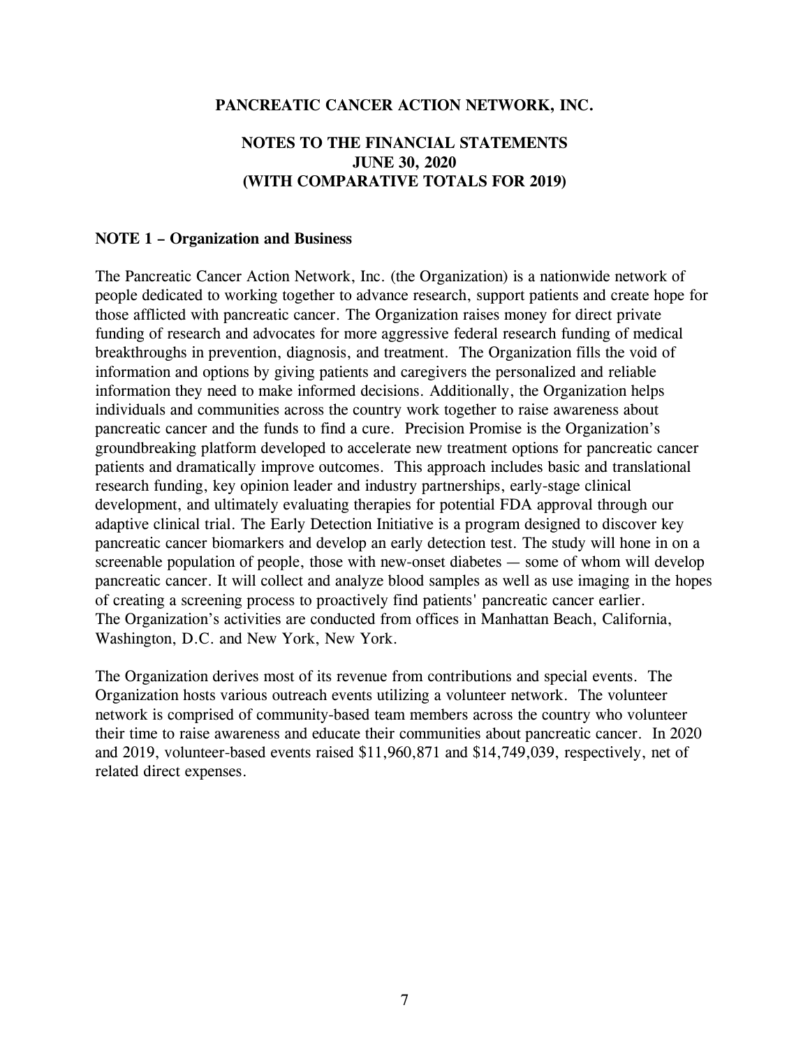**PANCREATIC CANCER ACTION NETWORK, INC.**

**NOTES TO THE FINANCIAL STATEMENTS**
**JUNE 30, 2020**
**(WITH COMPARATIVE TOTALS FOR 2019)**

**NOTE 1 – Organization and Business**

The Pancreatic Cancer Action Network, Inc. (the Organization) is a nationwide network of people dedicated to working together to advance research, support patients and create hope for those afflicted with pancreatic cancer. The Organization raises money for direct private funding of research and advocates for more aggressive federal research funding of medical breakthroughs in prevention, diagnosis, and treatment. The Organization fills the void of information and options by giving patients and caregivers the personalized and reliable information they need to make informed decisions. Additionally, the Organization helps individuals and communities across the country work together to raise awareness about pancreatic cancer and the funds to find a cure. Precision Promise is the Organization's groundbreaking platform developed to accelerate new treatment options for pancreatic cancer patients and dramatically improve outcomes. This approach includes basic and translational research funding, key opinion leader and industry partnerships, early-stage clinical development, and ultimately evaluating therapies for potential FDA approval through our adaptive clinical trial. The Early Detection Initiative is a program designed to discover key pancreatic cancer biomarkers and develop an early detection test. The study will hone in on a screenable population of people, those with new-onset diabetes — some of whom will develop pancreatic cancer. It will collect and analyze blood samples as well as use imaging in the hopes of creating a screening process to proactively find patients' pancreatic cancer earlier. The Organization's activities are conducted from offices in Manhattan Beach, California, Washington, D.C. and New York, New York.

The Organization derives most of its revenue from contributions and special events. The Organization hosts various outreach events utilizing a volunteer network. The volunteer network is comprised of community-based team members across the country who volunteer their time to raise awareness and educate their communities about pancreatic cancer. In 2020 and 2019, volunteer-based events raised $11,960,871 and $14,749,039, respectively, net of related direct expenses.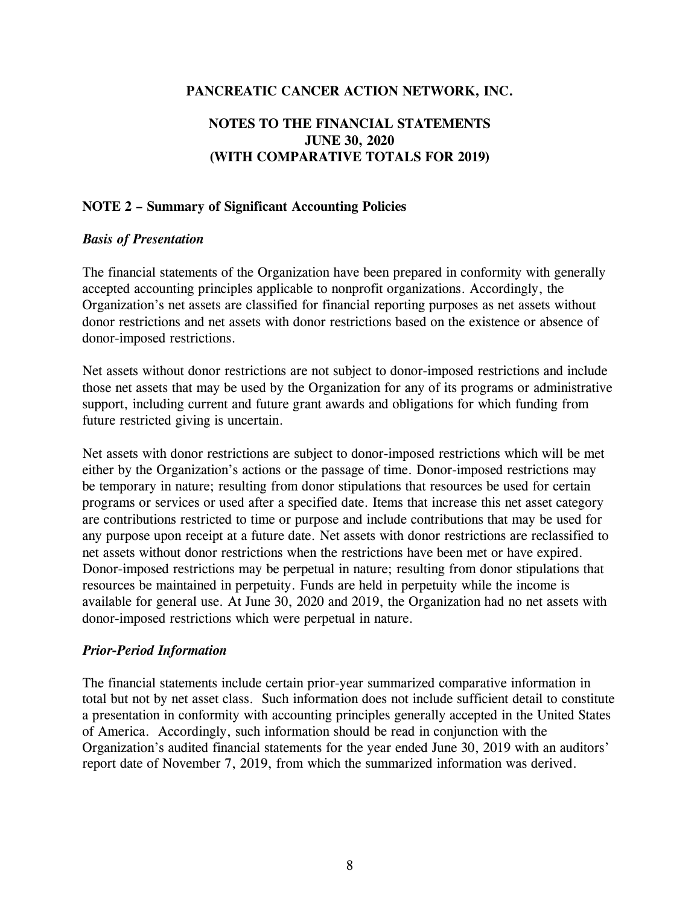# PANCREATIC CANCER ACTION NETWORK, INC.

## NOTES TO THE FINANCIAL STATEMENTS
## JUNE 30, 2020
## (WITH COMPARATIVE TOTALS FOR 2019)

### NOTE 2 – Summary of Significant Accounting Policies

***Basis of Presentation***

The financial statements of the Organization have been prepared in conformity with generally accepted accounting principles applicable to nonprofit organizations. Accordingly, the Organization's net assets are classified for financial reporting purposes as net assets without donor restrictions and net assets with donor restrictions based on the existence or absence of donor-imposed restrictions.

Net assets without donor restrictions are not subject to donor-imposed restrictions and include those net assets that may be used by the Organization for any of its programs or administrative support, including current and future grant awards and obligations for which funding from future restricted giving is uncertain.

Net assets with donor restrictions are subject to donor-imposed restrictions which will be met either by the Organization's actions or the passage of time. Donor-imposed restrictions may be temporary in nature; resulting from donor stipulations that resources be used for certain programs or services or used after a specified date. Items that increase this net asset category are contributions restricted to time or purpose and include contributions that may be used for any purpose upon receipt at a future date. Net assets with donor restrictions are reclassified to net assets without donor restrictions when the restrictions have been met or have expired. Donor-imposed restrictions may be perpetual in nature; resulting from donor stipulations that resources be maintained in perpetuity. Funds are held in perpetuity while the income is available for general use. At June 30, 2020 and 2019, the Organization had no net assets with donor-imposed restrictions which were perpetual in nature.

***Prior-Period Information***

The financial statements include certain prior-year summarized comparative information in total but not by net asset class. Such information does not include sufficient detail to constitute a presentation in conformity with accounting principles generally accepted in the United States of America. Accordingly, such information should be read in conjunction with the Organization's audited financial statements for the year ended June 30, 2019 with an auditors' report date of November 7, 2019, from which the summarized information was derived.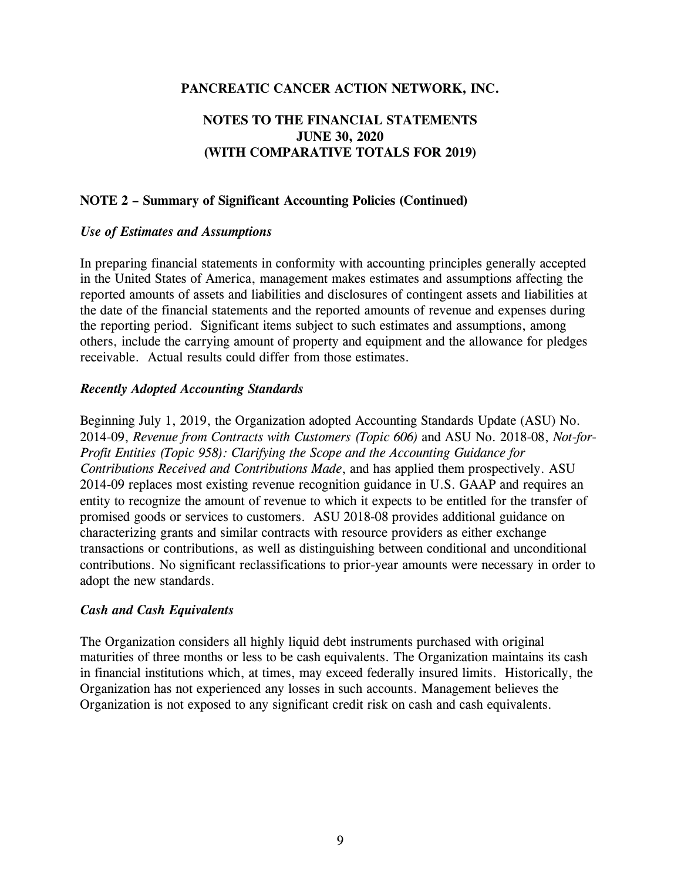PANCREATIC CANCER ACTION NETWORK, INC.

NOTES TO THE FINANCIAL STATEMENTS
JUNE 30, 2020
(WITH COMPARATIVE TOTALS FOR 2019)

**NOTE 2 – Summary of Significant Accounting Policies (Continued)**

***Use of Estimates and Assumptions***

In preparing financial statements in conformity with accounting principles generally accepted in the United States of America, management makes estimates and assumptions affecting the reported amounts of assets and liabilities and disclosures of contingent assets and liabilities at the date of the financial statements and the reported amounts of revenue and expenses during the reporting period. Significant items subject to such estimates and assumptions, among others, include the carrying amount of property and equipment and the allowance for pledges receivable. Actual results could differ from those estimates.

***Recently Adopted Accounting Standards***

Beginning July 1, 2019, the Organization adopted Accounting Standards Update (ASU) No. 2014-09, *Revenue from Contracts with Customers (Topic 606)* and ASU No. 2018-08, *Not-for-Profit Entities (Topic 958): Clarifying the Scope and the Accounting Guidance for Contributions Received and Contributions Made*, and has applied them prospectively. ASU 2014-09 replaces most existing revenue recognition guidance in U.S. GAAP and requires an entity to recognize the amount of revenue to which it expects to be entitled for the transfer of promised goods or services to customers. ASU 2018-08 provides additional guidance on characterizing grants and similar contracts with resource providers as either exchange transactions or contributions, as well as distinguishing between conditional and unconditional contributions. No significant reclassifications to prior-year amounts were necessary in order to adopt the new standards.

***Cash and Cash Equivalents***

The Organization considers all highly liquid debt instruments purchased with original maturities of three months or less to be cash equivalents. The Organization maintains its cash in financial institutions which, at times, may exceed federally insured limits. Historically, the Organization has not experienced any losses in such accounts. Management believes the Organization is not exposed to any significant credit risk on cash and cash equivalents.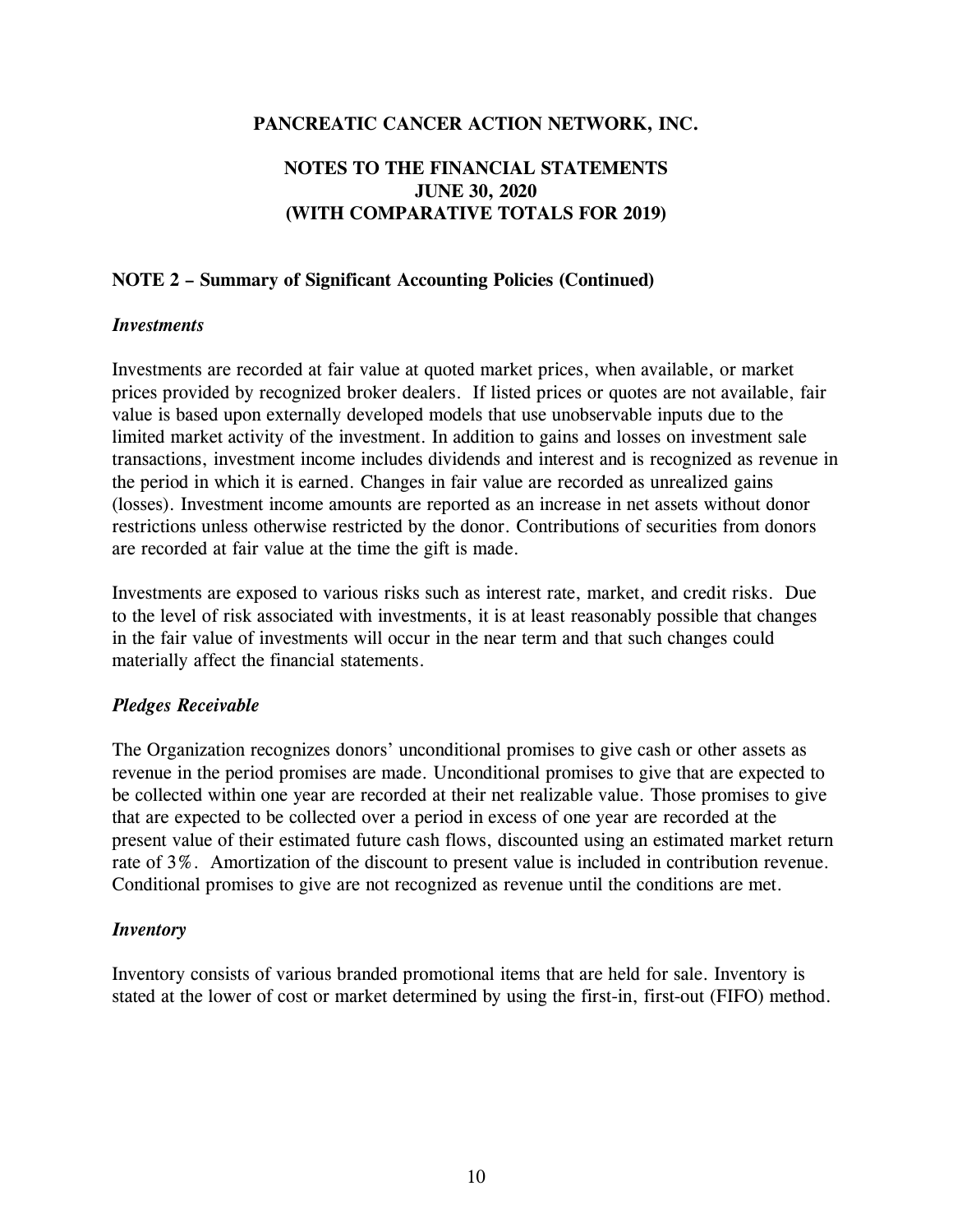**PANCREATIC CANCER ACTION NETWORK, INC.**

**NOTES TO THE FINANCIAL STATEMENTS**
**JUNE 30, 2020**
**(WITH COMPARATIVE TOTALS FOR 2019)**

**NOTE 2 – Summary of Significant Accounting Policies (Continued)**

***Investments***

Investments are recorded at fair value at quoted market prices, when available, or market prices provided by recognized broker dealers. If listed prices or quotes are not available, fair value is based upon externally developed models that use unobservable inputs due to the limited market activity of the investment. In addition to gains and losses on investment sale transactions, investment income includes dividends and interest and is recognized as revenue in the period in which it is earned. Changes in fair value are recorded as unrealized gains (losses). Investment income amounts are reported as an increase in net assets without donor restrictions unless otherwise restricted by the donor. Contributions of securities from donors are recorded at fair value at the time the gift is made.

Investments are exposed to various risks such as interest rate, market, and credit risks. Due to the level of risk associated with investments, it is at least reasonably possible that changes in the fair value of investments will occur in the near term and that such changes could materially affect the financial statements.

***Pledges Receivable***

The Organization recognizes donors' unconditional promises to give cash or other assets as revenue in the period promises are made. Unconditional promises to give that are expected to be collected within one year are recorded at their net realizable value. Those promises to give that are expected to be collected over a period in excess of one year are recorded at the present value of their estimated future cash flows, discounted using an estimated market return rate of 3%. Amortization of the discount to present value is included in contribution revenue. Conditional promises to give are not recognized as revenue until the conditions are met.

***Inventory***

Inventory consists of various branded promotional items that are held for sale. Inventory is stated at the lower of cost or market determined by using the first-in, first-out (FIFO) method.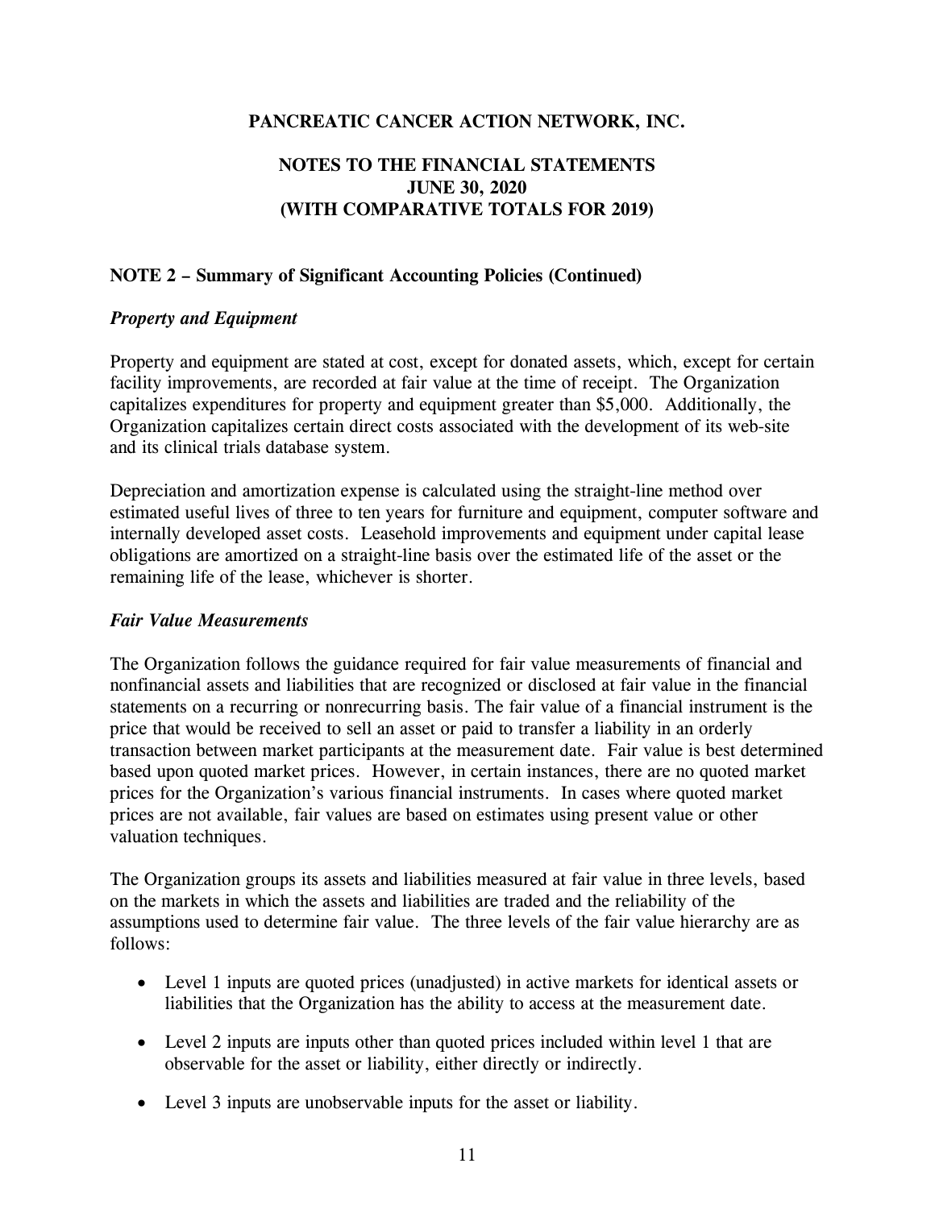PANCREATIC CANCER ACTION NETWORK, INC.

NOTES TO THE FINANCIAL STATEMENTS
JUNE 30, 2020
(WITH COMPARATIVE TOTALS FOR 2019)

**NOTE 2 – Summary of Significant Accounting Policies (Continued)**

***Property and Equipment***

Property and equipment are stated at cost, except for donated assets, which, except for certain facility improvements, are recorded at fair value at the time of receipt. The Organization capitalizes expenditures for property and equipment greater than $5,000. Additionally, the Organization capitalizes certain direct costs associated with the development of its web-site and its clinical trials database system.

Depreciation and amortization expense is calculated using the straight-line method over estimated useful lives of three to ten years for furniture and equipment, computer software and internally developed asset costs. Leasehold improvements and equipment under capital lease obligations are amortized on a straight-line basis over the estimated life of the asset or the remaining life of the lease, whichever is shorter.

***Fair Value Measurements***

The Organization follows the guidance required for fair value measurements of financial and nonfinancial assets and liabilities that are recognized or disclosed at fair value in the financial statements on a recurring or nonrecurring basis. The fair value of a financial instrument is the price that would be received to sell an asset or paid to transfer a liability in an orderly transaction between market participants at the measurement date. Fair value is best determined based upon quoted market prices. However, in certain instances, there are no quoted market prices for the Organization's various financial instruments. In cases where quoted market prices are not available, fair values are based on estimates using present value or other valuation techniques.

The Organization groups its assets and liabilities measured at fair value in three levels, based on the markets in which the assets and liabilities are traded and the reliability of the assumptions used to determine fair value. The three levels of the fair value hierarchy are as follows:

- Level 1 inputs are quoted prices (unadjusted) in active markets for identical assets or liabilities that the Organization has the ability to access at the measurement date.
- Level 2 inputs are inputs other than quoted prices included within level 1 that are observable for the asset or liability, either directly or indirectly.
- Level 3 inputs are unobservable inputs for the asset or liability.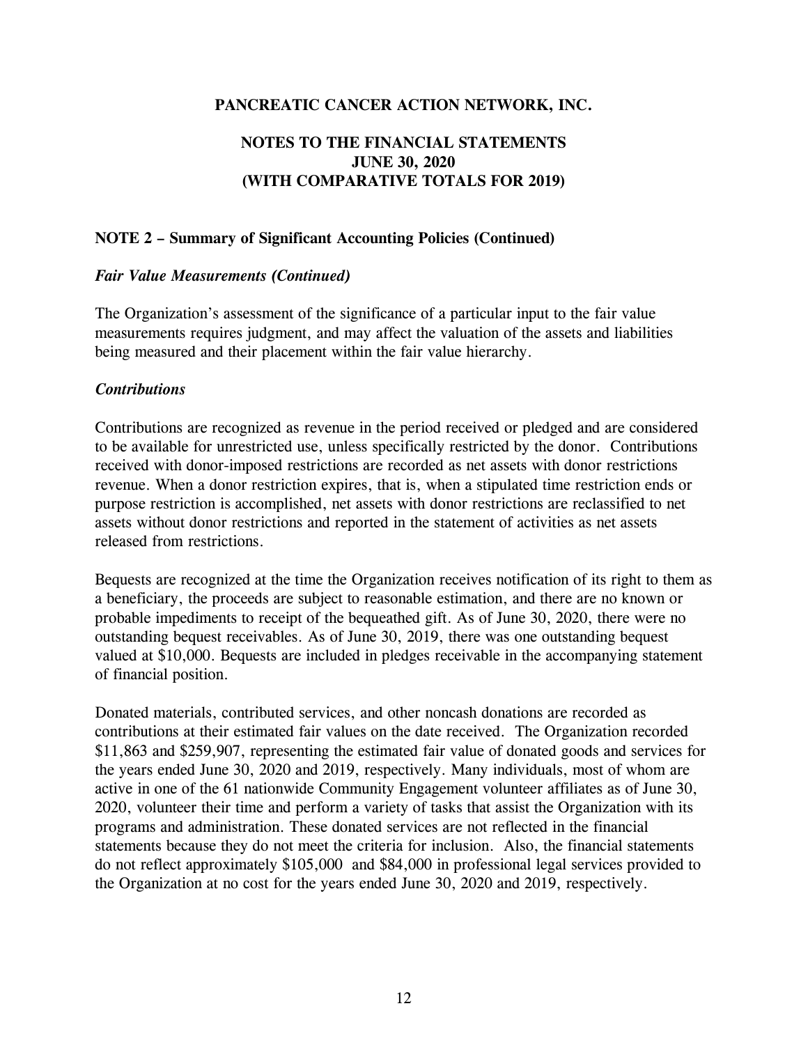# PANCREATIC CANCER ACTION NETWORK, INC.

## NOTES TO THE FINANCIAL STATEMENTS
## JUNE 30, 2020
## (WITH COMPARATIVE TOTALS FOR 2019)

### NOTE 2 – Summary of Significant Accounting Policies (Continued)

***Fair Value Measurements (Continued)***

The Organization's assessment of the significance of a particular input to the fair value measurements requires judgment, and may affect the valuation of the assets and liabilities being measured and their placement within the fair value hierarchy.

***Contributions***

Contributions are recognized as revenue in the period received or pledged and are considered to be available for unrestricted use, unless specifically restricted by the donor. Contributions received with donor-imposed restrictions are recorded as net assets with donor restrictions revenue. When a donor restriction expires, that is, when a stipulated time restriction ends or purpose restriction is accomplished, net assets with donor restrictions are reclassified to net assets without donor restrictions and reported in the statement of activities as net assets released from restrictions.

Bequests are recognized at the time the Organization receives notification of its right to them as a beneficiary, the proceeds are subject to reasonable estimation, and there are no known or probable impediments to receipt of the bequeathed gift. As of June 30, 2020, there were no outstanding bequest receivables. As of June 30, 2019, there was one outstanding bequest valued at $10,000. Bequests are included in pledges receivable in the accompanying statement of financial position.

Donated materials, contributed services, and other noncash donations are recorded as contributions at their estimated fair values on the date received. The Organization recorded $11,863 and $259,907, representing the estimated fair value of donated goods and services for the years ended June 30, 2020 and 2019, respectively. Many individuals, most of whom are active in one of the 61 nationwide Community Engagement volunteer affiliates as of June 30, 2020, volunteer their time and perform a variety of tasks that assist the Organization with its programs and administration. These donated services are not reflected in the financial statements because they do not meet the criteria for inclusion. Also, the financial statements do not reflect approximately $105,000 and $84,000 in professional legal services provided to the Organization at no cost for the years ended June 30, 2020 and 2019, respectively.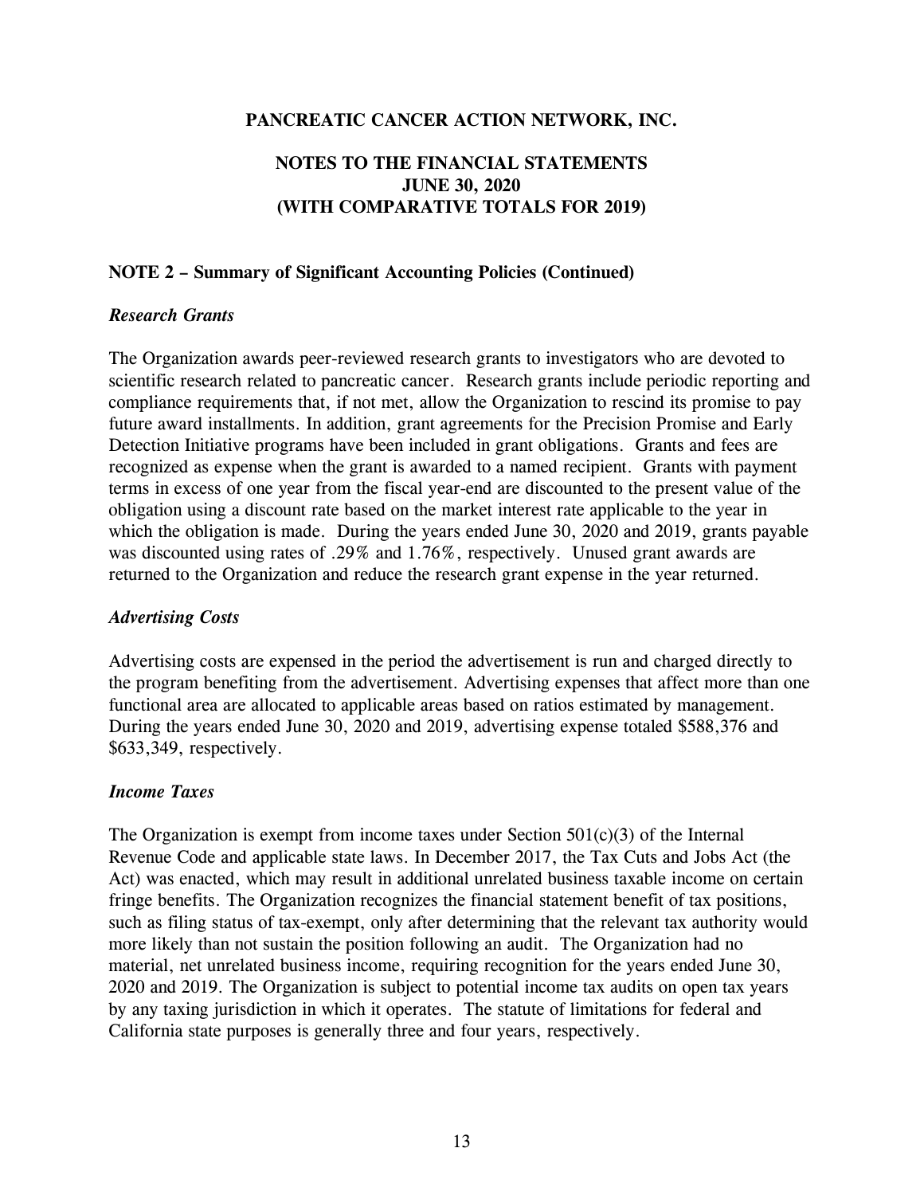**PANCREATIC CANCER ACTION NETWORK, INC.**

**NOTES TO THE FINANCIAL STATEMENTS**
**JUNE 30, 2020**
**(WITH COMPARATIVE TOTALS FOR 2019)**

## NOTE 2 – Summary of Significant Accounting Policies (Continued)

### *Research Grants*

The Organization awards peer-reviewed research grants to investigators who are devoted to scientific research related to pancreatic cancer. Research grants include periodic reporting and compliance requirements that, if not met, allow the Organization to rescind its promise to pay future award installments. In addition, grant agreements for the Precision Promise and Early Detection Initiative programs have been included in grant obligations. Grants and fees are recognized as expense when the grant is awarded to a named recipient. Grants with payment terms in excess of one year from the fiscal year-end are discounted to the present value of the obligation using a discount rate based on the market interest rate applicable to the year in which the obligation is made. During the years ended June 30, 2020 and 2019, grants payable was discounted using rates of .29% and 1.76%, respectively. Unused grant awards are returned to the Organization and reduce the research grant expense in the year returned.

### *Advertising Costs*

Advertising costs are expensed in the period the advertisement is run and charged directly to the program benefiting from the advertisement. Advertising expenses that affect more than one functional area are allocated to applicable areas based on ratios estimated by management. During the years ended June 30, 2020 and 2019, advertising expense totaled $588,376 and $633,349, respectively.

### *Income Taxes*

The Organization is exempt from income taxes under Section 501(c)(3) of the Internal Revenue Code and applicable state laws. In December 2017, the Tax Cuts and Jobs Act (the Act) was enacted, which may result in additional unrelated business taxable income on certain fringe benefits. The Organization recognizes the financial statement benefit of tax positions, such as filing status of tax-exempt, only after determining that the relevant tax authority would more likely than not sustain the position following an audit. The Organization had no material, net unrelated business income, requiring recognition for the years ended June 30, 2020 and 2019. The Organization is subject to potential income tax audits on open tax years by any taxing jurisdiction in which it operates. The statute of limitations for federal and California state purposes is generally three and four years, respectively.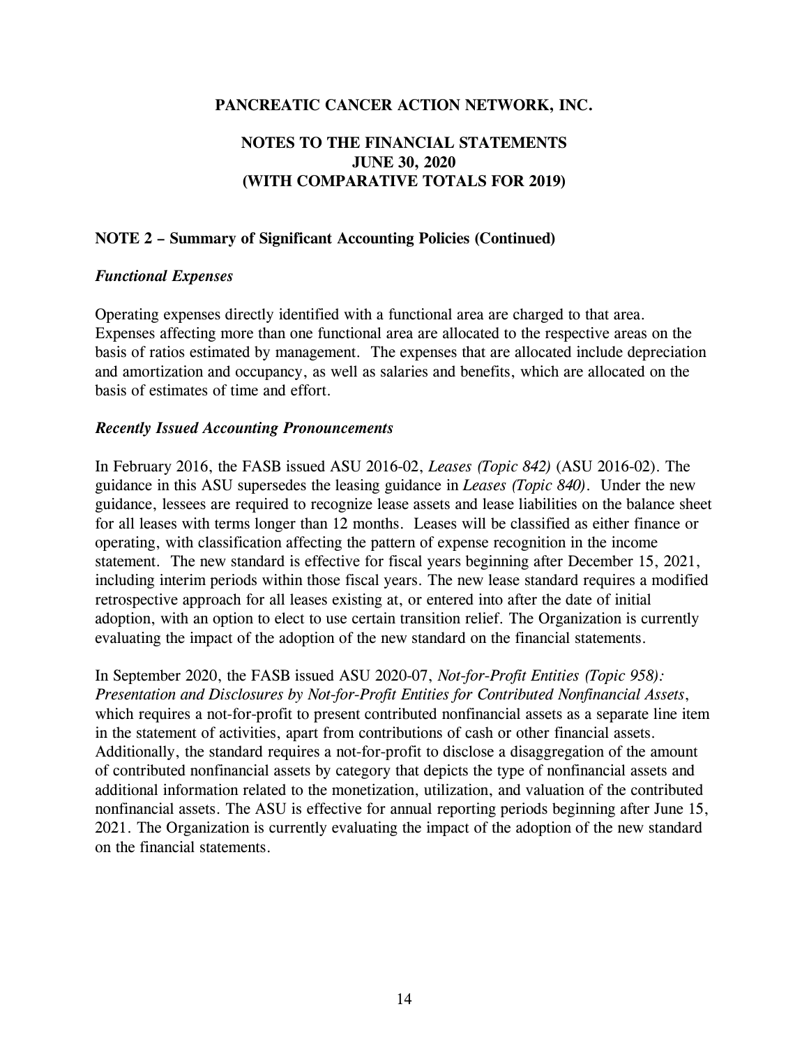## NOTE 2 – Summary of Significant Accounting Policies (Continued)

### *Functional Expenses*

Operating expenses directly identified with a functional area are charged to that area. Expenses affecting more than one functional area are allocated to the respective areas on the basis of ratios estimated by management. The expenses that are allocated include depreciation and amortization and occupancy, as well as salaries and benefits, which are allocated on the basis of estimates of time and effort.

### *Recently Issued Accounting Pronouncements*

In February 2016, the FASB issued ASU 2016-02, *Leases (Topic 842)* (ASU 2016-02). The guidance in this ASU supersedes the leasing guidance in *Leases (Topic 840)*. Under the new guidance, lessees are required to recognize lease assets and lease liabilities on the balance sheet for all leases with terms longer than 12 months. Leases will be classified as either finance or operating, with classification affecting the pattern of expense recognition in the income statement. The new standard is effective for fiscal years beginning after December 15, 2021, including interim periods within those fiscal years. The new lease standard requires a modified retrospective approach for all leases existing at, or entered into after the date of initial adoption, with an option to elect to use certain transition relief. The Organization is currently evaluating the impact of the adoption of the new standard on the financial statements.

In September 2020, the FASB issued ASU 2020-07, *Not-for-Profit Entities (Topic 958): Presentation and Disclosures by Not-for-Profit Entities for Contributed Nonfinancial Assets*, which requires a not-for-profit to present contributed nonfinancial assets as a separate line item in the statement of activities, apart from contributions of cash or other financial assets. Additionally, the standard requires a not-for-profit to disclose a disaggregation of the amount of contributed nonfinancial assets by category that depicts the type of nonfinancial assets and additional information related to the monetization, utilization, and valuation of the contributed nonfinancial assets. The ASU is effective for annual reporting periods beginning after June 15, 2021. The Organization is currently evaluating the impact of the adoption of the new standard on the financial statements.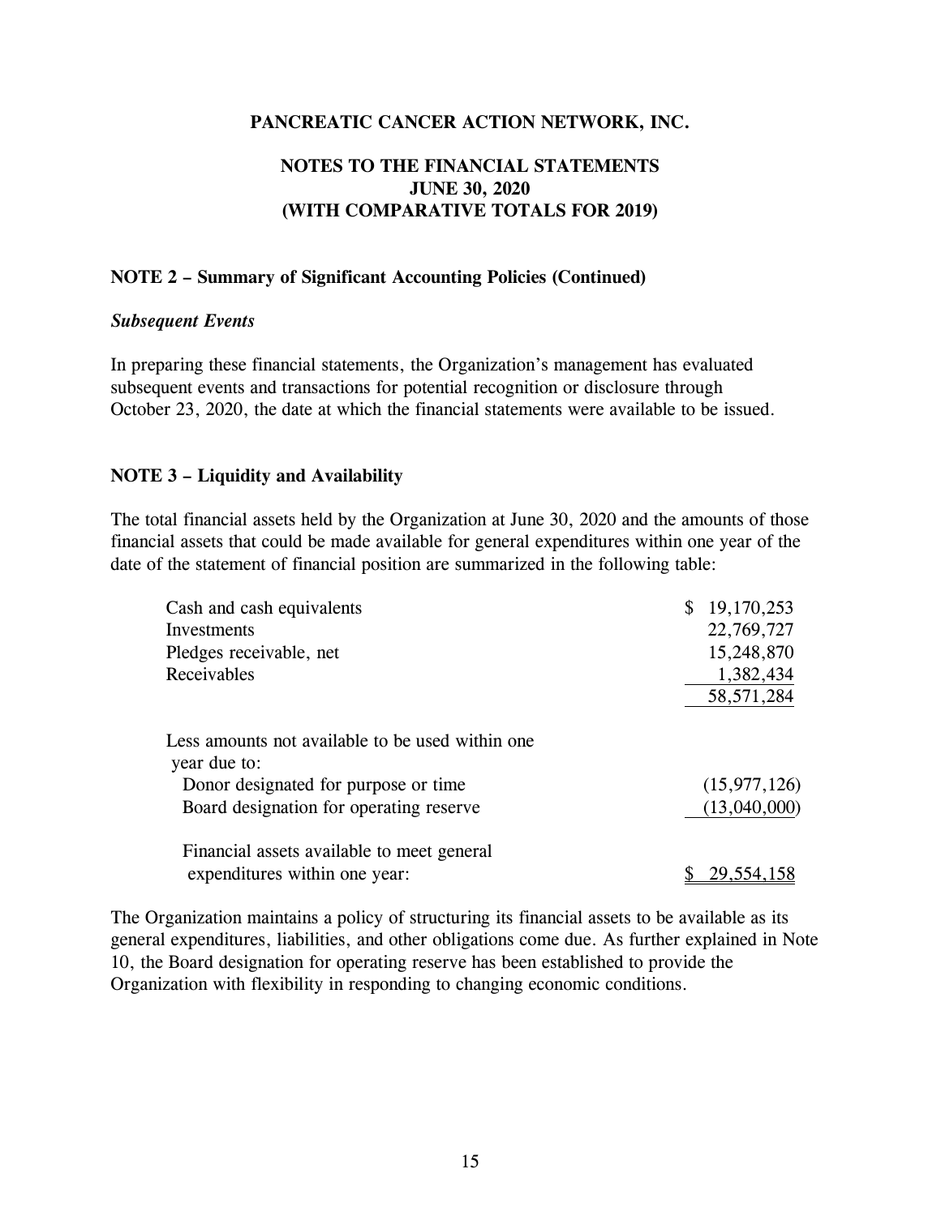**PANCREATIC CANCER ACTION NETWORK, INC.**

**NOTES TO THE FINANCIAL STATEMENTS**
**JUNE 30, 2020**
**(WITH COMPARATIVE TOTALS FOR 2019)**

**NOTE 2 – Summary of Significant Accounting Policies (Continued)**

***Subsequent Events***

In preparing these financial statements, the Organization's management has evaluated subsequent events and transactions for potential recognition or disclosure through October 23, 2020, the date at which the financial statements were available to be issued.

**NOTE 3 – Liquidity and Availability**

The total financial assets held by the Organization at June 30, 2020 and the amounts of those financial assets that could be made available for general expenditures within one year of the date of the statement of financial position are summarized in the following table:

| | |
|---|---|
| Cash and cash equivalents | $ 19,170,253 |
| Investments | 22,769,727 |
| Pledges receivable, net | 15,248,870 |
| Receivables | 1,382,434 |
| | 58,571,284 |
| Less amounts not available to be used within one year due to: | |
| Donor designated for purpose or time | (15,977,126) |
| Board designation for operating reserve | (13,040,000) |
| Financial assets available to meet general expenditures within one year: | $ 29,554,158 |

The Organization maintains a policy of structuring its financial assets to be available as its general expenditures, liabilities, and other obligations come due. As further explained in Note 10, the Board designation for operating reserve has been established to provide the Organization with flexibility in responding to changing economic conditions.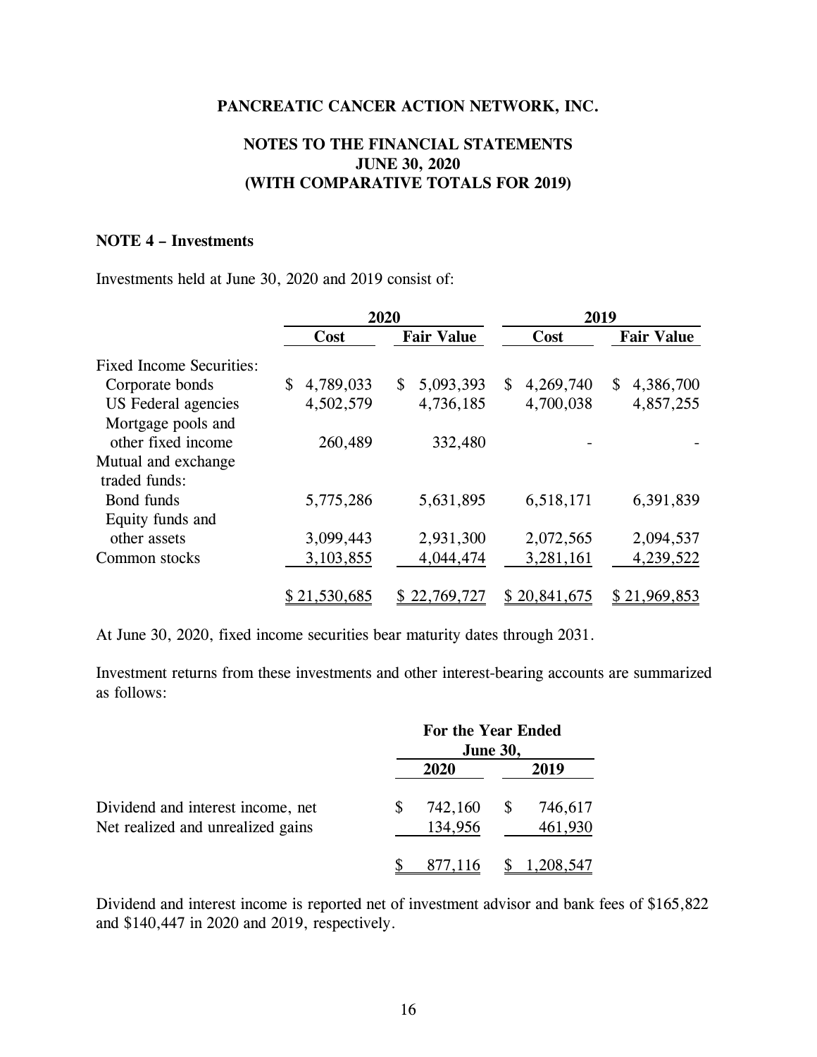# PANCREATIC CANCER ACTION NETWORK, INC.

## NOTES TO THE FINANCIAL STATEMENTS
## JUNE 30, 2020
## (WITH COMPARATIVE TOTALS FOR 2019)

### NOTE 4 – Investments

Investments held at June 30, 2020 and 2019 consist of:

| | 2020 | | 2019 | |
|---|---|---|---|---|
| | Cost | Fair Value | Cost | Fair Value |
| Fixed Income Securities: | | | | |
| Corporate bonds | $ 4,789,033 | $ 5,093,393 | $ 4,269,740 | $ 4,386,700 |
| US Federal agencies | 4,502,579 | 4,736,185 | 4,700,038 | 4,857,255 |
| Mortgage pools and other fixed income | 260,489 | 332,480 | - | - |
| Mutual and exchange traded funds: | | | | |
| Bond funds | 5,775,286 | 5,631,895 | 6,518,171 | 6,391,839 |
| Equity funds and other assets | 3,099,443 | 2,931,300 | 2,072,565 | 2,094,537 |
| Common stocks | 3,103,855 | 4,044,474 | 3,281,161 | 4,239,522 |
| | $ 21,530,685 | $ 22,769,727 | $ 20,841,675 | $ 21,969,853 |

At June 30, 2020, fixed income securities bear maturity dates through 2031.

Investment returns from these investments and other interest-bearing accounts are summarized as follows:

| | For the Year Ended June 30, | |
|---|---|---|
| | 2020 | 2019 |
| Dividend and interest income, net | $ 742,160 | $ 746,617 |
| Net realized and unrealized gains | 134,956 | 461,930 |
| | $ 877,116 | $ 1,208,547 |

Dividend and interest income is reported net of investment advisor and bank fees of $165,822 and $140,447 in 2020 and 2019, respectively.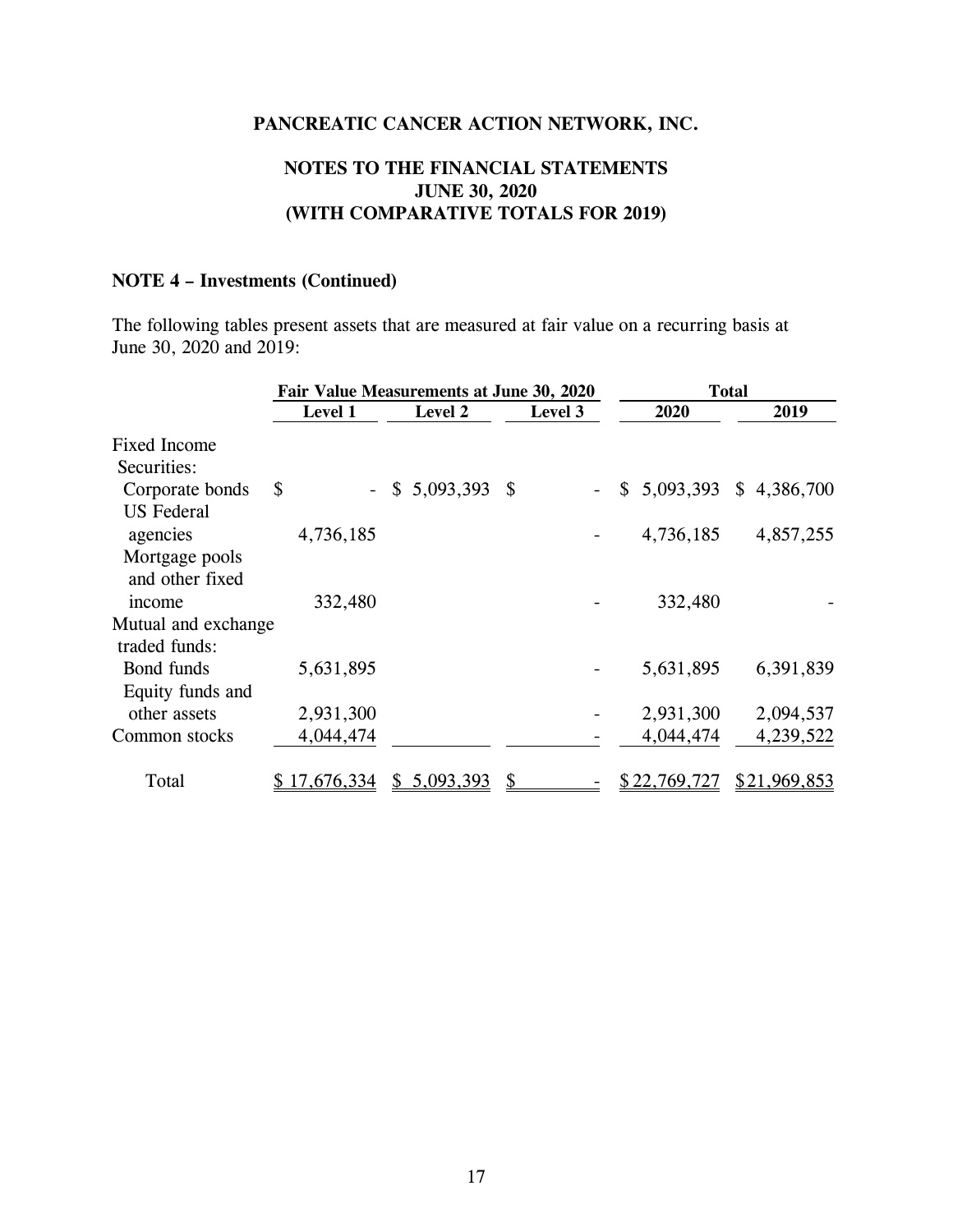**PANCREATIC CANCER ACTION NETWORK, INC.**

**NOTES TO THE FINANCIAL STATEMENTS**
**JUNE 30, 2020**
**(WITH COMPARATIVE TOTALS FOR 2019)**

**NOTE 4 – Investments (Continued)**

The following tables present assets that are measured at fair value on a recurring basis at June 30, 2020 and 2019:

| | Fair Value Measurements at June 30, 2020 | | | Total | |
|---|---|---|---|---|---|
| | Level 1 | Level 2 | Level 3 | 2020 | 2019 |
| Fixed Income Securities: | | | | | |
| Corporate bonds | $ - | $ 5,093,393 | $ - | $ 5,093,393 | $ 4,386,700 |
| US Federal agencies | 4,736,185 | | - | 4,736,185 | 4,857,255 |
| Mortgage pools and other fixed income | 332,480 | | - | 332,480 | - |
| Mutual and exchange traded funds: | | | | | |
| Bond funds | 5,631,895 | | - | 5,631,895 | 6,391,839 |
| Equity funds and other assets | 2,931,300 | | - | 2,931,300 | 2,094,537 |
| Common stocks | 4,044,474 | | - | 4,044,474 | 4,239,522 |
| Total | $ 17,676,334 | $ 5,093,393 | $ - | $ 22,769,727 | $ 21,969,853 |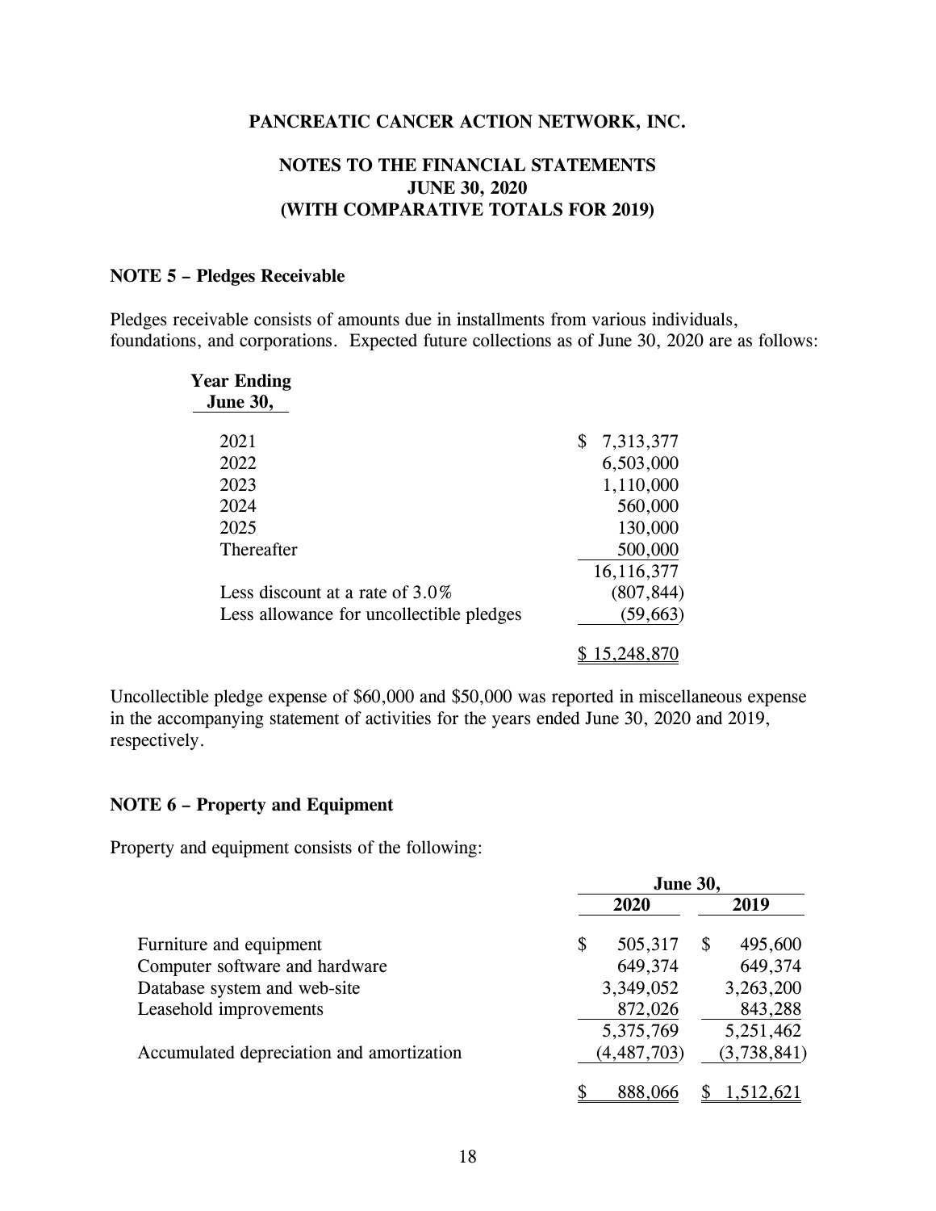# PANCREATIC CANCER ACTION NETWORK, INC.

## NOTES TO THE FINANCIAL STATEMENTS
## JUNE 30, 2020
## (WITH COMPARATIVE TOTALS FOR 2019)

### NOTE 5 – Pledges Receivable

Pledges receivable consists of amounts due in installments from various individuals, foundations, and corporations. Expected future collections as of June 30, 2020 are as follows:

| Year Ending June 30, | |
|---|---|
| 2021 | $ 7,313,377 |
| 2022 | 6,503,000 |
| 2023 | 1,110,000 |
| 2024 | 560,000 |
| 2025 | 130,000 |
| Thereafter | 500,000 |
| | 16,116,377 |
| Less discount at a rate of 3.0% | (807,844) |
| Less allowance for uncollectible pledges | (59,663) |
| | $ 15,248,870 |

Uncollectible pledge expense of $60,000 and $50,000 was reported in miscellaneous expense in the accompanying statement of activities for the years ended June 30, 2020 and 2019, respectively.

### NOTE 6 – Property and Equipment

Property and equipment consists of the following:

| | June 30, 2020 | June 30, 2019 |
|---|---|---|
| Furniture and equipment | $ 505,317 | $ 495,600 |
| Computer software and hardware | 649,374 | 649,374 |
| Database system and web-site | 3,349,052 | 3,263,200 |
| Leasehold improvements | 872,026 | 843,288 |
| | 5,375,769 | 5,251,462 |
| Accumulated depreciation and amortization | (4,487,703) | (3,738,841) |
| | $ 888,066 | $ 1,512,621 |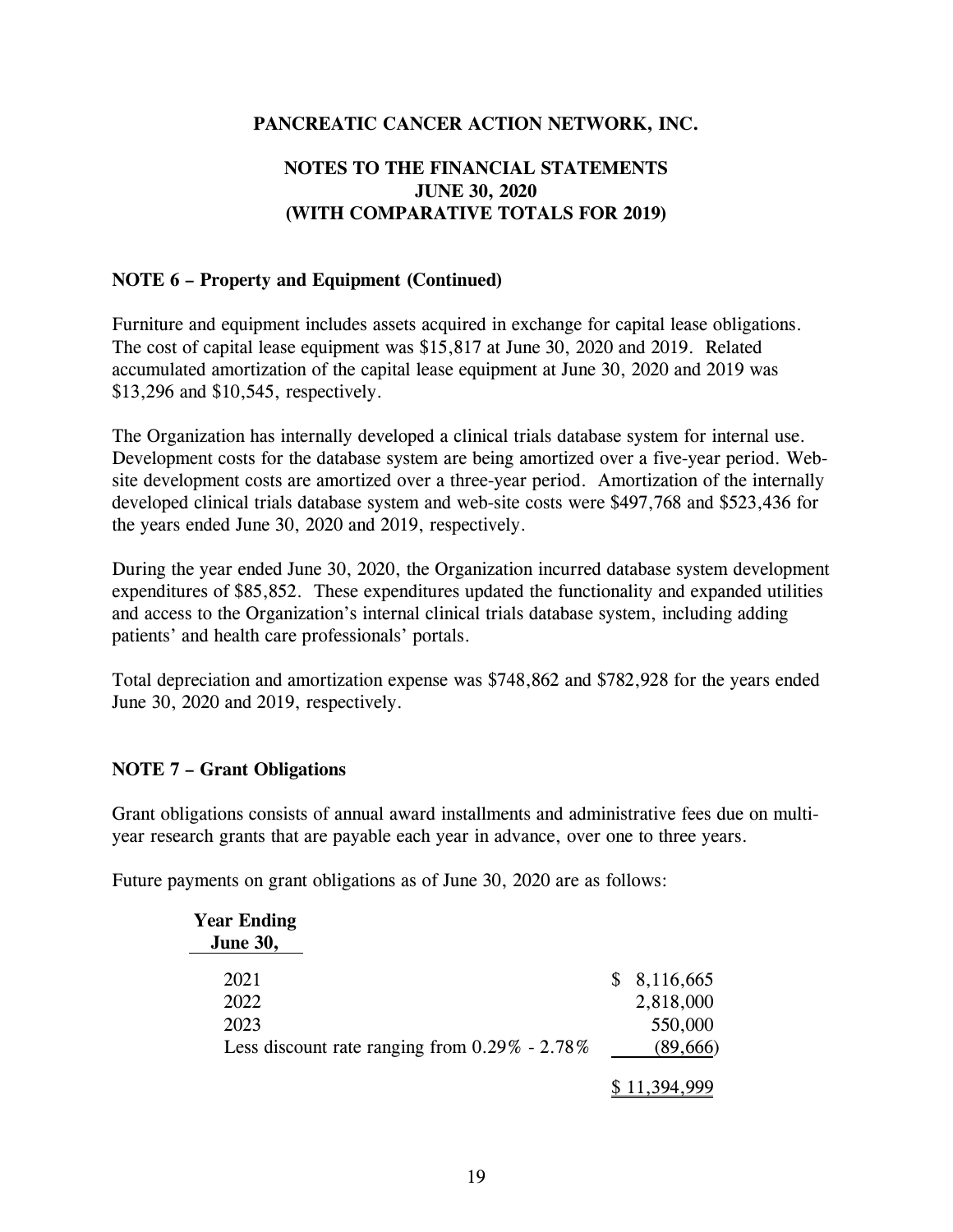## NOTE 6 – Property and Equipment (Continued)

Furniture and equipment includes assets acquired in exchange for capital lease obligations. The cost of capital lease equipment was $15,817 at June 30, 2020 and 2019. Related accumulated amortization of the capital lease equipment at June 30, 2020 and 2019 was $13,296 and $10,545, respectively.

The Organization has internally developed a clinical trials database system for internal use. Development costs for the database system are being amortized over a five-year period. Web-site development costs are amortized over a three-year period. Amortization of the internally developed clinical trials database system and web-site costs were $497,768 and $523,436 for the years ended June 30, 2020 and 2019, respectively.

During the year ended June 30, 2020, the Organization incurred database system development expenditures of $85,852. These expenditures updated the functionality and expanded utilities and access to the Organization's internal clinical trials database system, including adding patients' and health care professionals' portals.

Total depreciation and amortization expense was $748,862 and $782,928 for the years ended June 30, 2020 and 2019, respectively.

## NOTE 7 – Grant Obligations

Grant obligations consists of annual award installments and administrative fees due on multi-year research grants that are payable each year in advance, over one to three years.

Future payments on grant obligations as of June 30, 2020 are as follows:

| Year Ending June 30, | |
|---|---|
| 2021 | $ 8,116,665 |
| 2022 | 2,818,000 |
| 2023 | 550,000 |
| Less discount rate ranging from 0.29% - 2.78% | (89,666) |
| | $ 11,394,999 |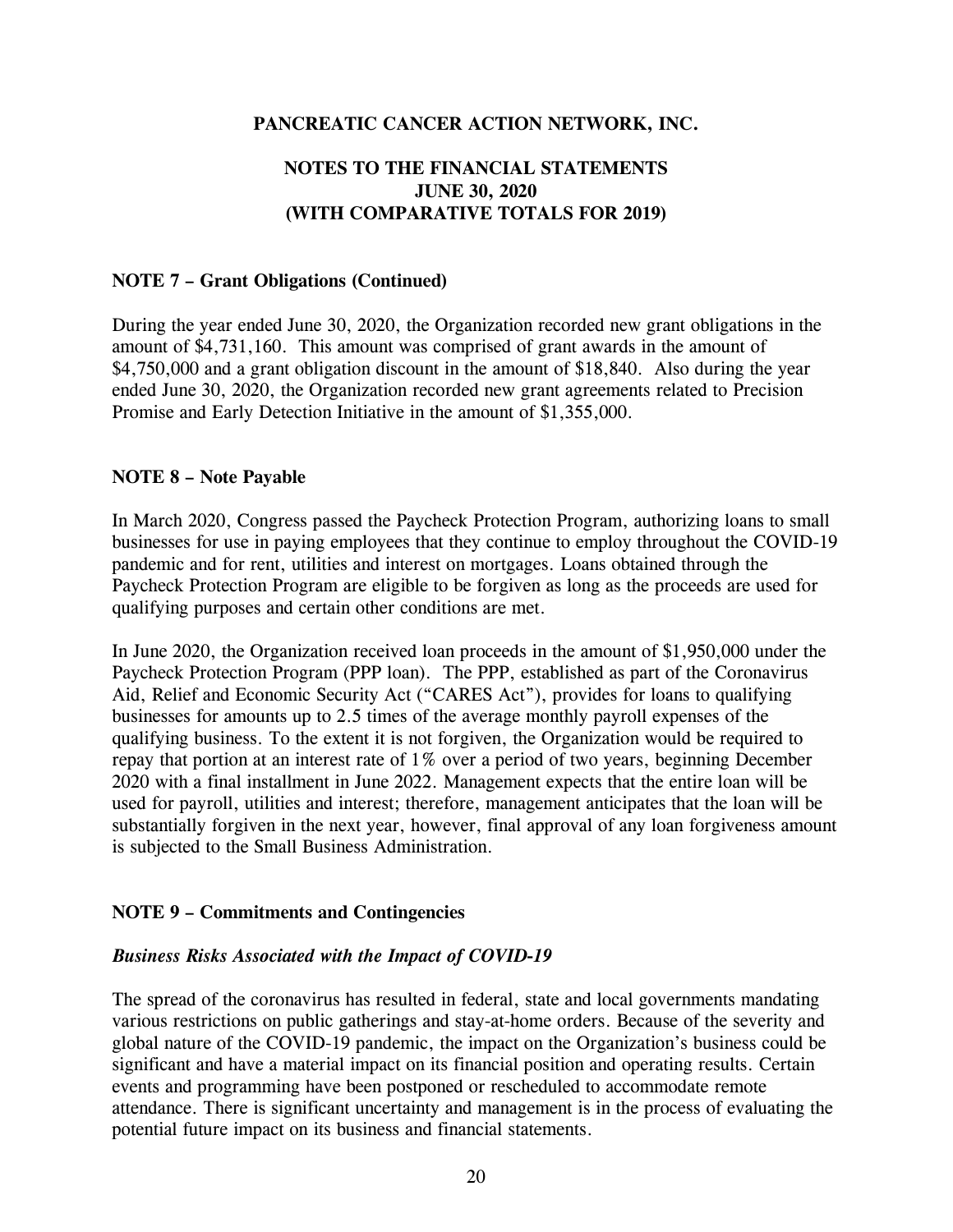**PANCREATIC CANCER ACTION NETWORK, INC.**

**NOTES TO THE FINANCIAL STATEMENTS**
**JUNE 30, 2020**
**(WITH COMPARATIVE TOTALS FOR 2019)**

**NOTE 7 – Grant Obligations (Continued)**

During the year ended June 30, 2020, the Organization recorded new grant obligations in the amount of $4,731,160. This amount was comprised of grant awards in the amount of $4,750,000 and a grant obligation discount in the amount of $18,840. Also during the year ended June 30, 2020, the Organization recorded new grant agreements related to Precision Promise and Early Detection Initiative in the amount of $1,355,000.

**NOTE 8 – Note Payable**

In March 2020, Congress passed the Paycheck Protection Program, authorizing loans to small businesses for use in paying employees that they continue to employ throughout the COVID-19 pandemic and for rent, utilities and interest on mortgages. Loans obtained through the Paycheck Protection Program are eligible to be forgiven as long as the proceeds are used for qualifying purposes and certain other conditions are met.

In June 2020, the Organization received loan proceeds in the amount of $1,950,000 under the Paycheck Protection Program (PPP loan). The PPP, established as part of the Coronavirus Aid, Relief and Economic Security Act ("CARES Act"), provides for loans to qualifying businesses for amounts up to 2.5 times of the average monthly payroll expenses of the qualifying business. To the extent it is not forgiven, the Organization would be required to repay that portion at an interest rate of 1% over a period of two years, beginning December 2020 with a final installment in June 2022. Management expects that the entire loan will be used for payroll, utilities and interest; therefore, management anticipates that the loan will be substantially forgiven in the next year, however, final approval of any loan forgiveness amount is subjected to the Small Business Administration.

**NOTE 9 – Commitments and Contingencies**

***Business Risks Associated with the Impact of COVID-19***

The spread of the coronavirus has resulted in federal, state and local governments mandating various restrictions on public gatherings and stay-at-home orders. Because of the severity and global nature of the COVID-19 pandemic, the impact on the Organization's business could be significant and have a material impact on its financial position and operating results. Certain events and programming have been postponed or rescheduled to accommodate remote attendance. There is significant uncertainty and management is in the process of evaluating the potential future impact on its business and financial statements.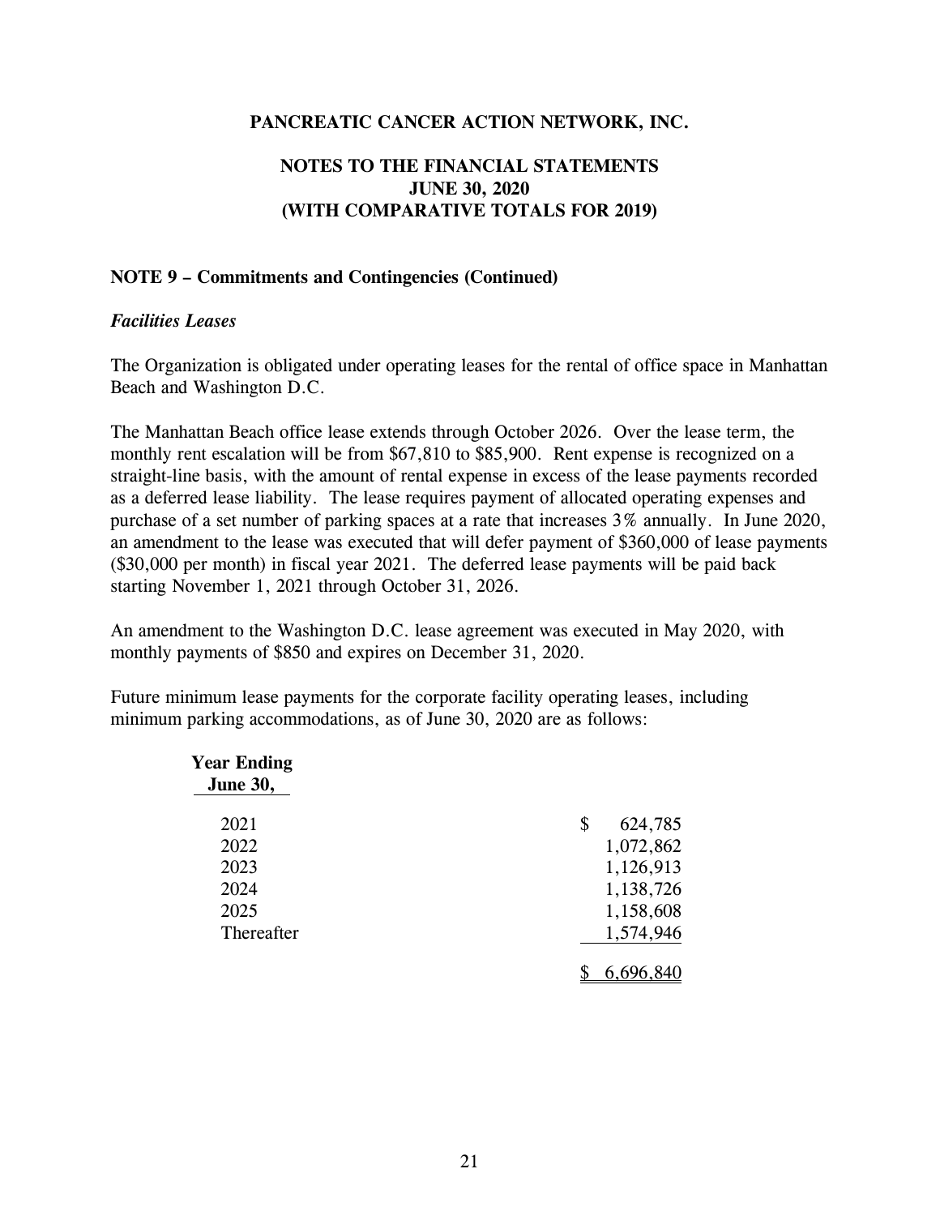**PANCREATIC CANCER ACTION NETWORK, INC.**

**NOTES TO THE FINANCIAL STATEMENTS**
**JUNE 30, 2020**
**(WITH COMPARATIVE TOTALS FOR 2019)**

**NOTE 9 – Commitments and Contingencies (Continued)**

***Facilities Leases***

The Organization is obligated under operating leases for the rental of office space in Manhattan Beach and Washington D.C.

The Manhattan Beach office lease extends through October 2026. Over the lease term, the monthly rent escalation will be from $67,810 to $85,900. Rent expense is recognized on a straight-line basis, with the amount of rental expense in excess of the lease payments recorded as a deferred lease liability. The lease requires payment of allocated operating expenses and purchase of a set number of parking spaces at a rate that increases 3% annually. In June 2020, an amendment to the lease was executed that will defer payment of $360,000 of lease payments ($30,000 per month) in fiscal year 2021. The deferred lease payments will be paid back starting November 1, 2021 through October 31, 2026.

An amendment to the Washington D.C. lease agreement was executed in May 2020, with monthly payments of $850 and expires on December 31, 2020.

Future minimum lease payments for the corporate facility operating leases, including minimum parking accommodations, as of June 30, 2020 are as follows:

| Year Ending June 30, | |
|---|---|
| 2021 | $ 624,785 |
| 2022 | 1,072,862 |
| 2023 | 1,126,913 |
| 2024 | 1,138,726 |
| 2025 | 1,158,608 |
| Thereafter | 1,574,946 |
| | $ 6,696,840 |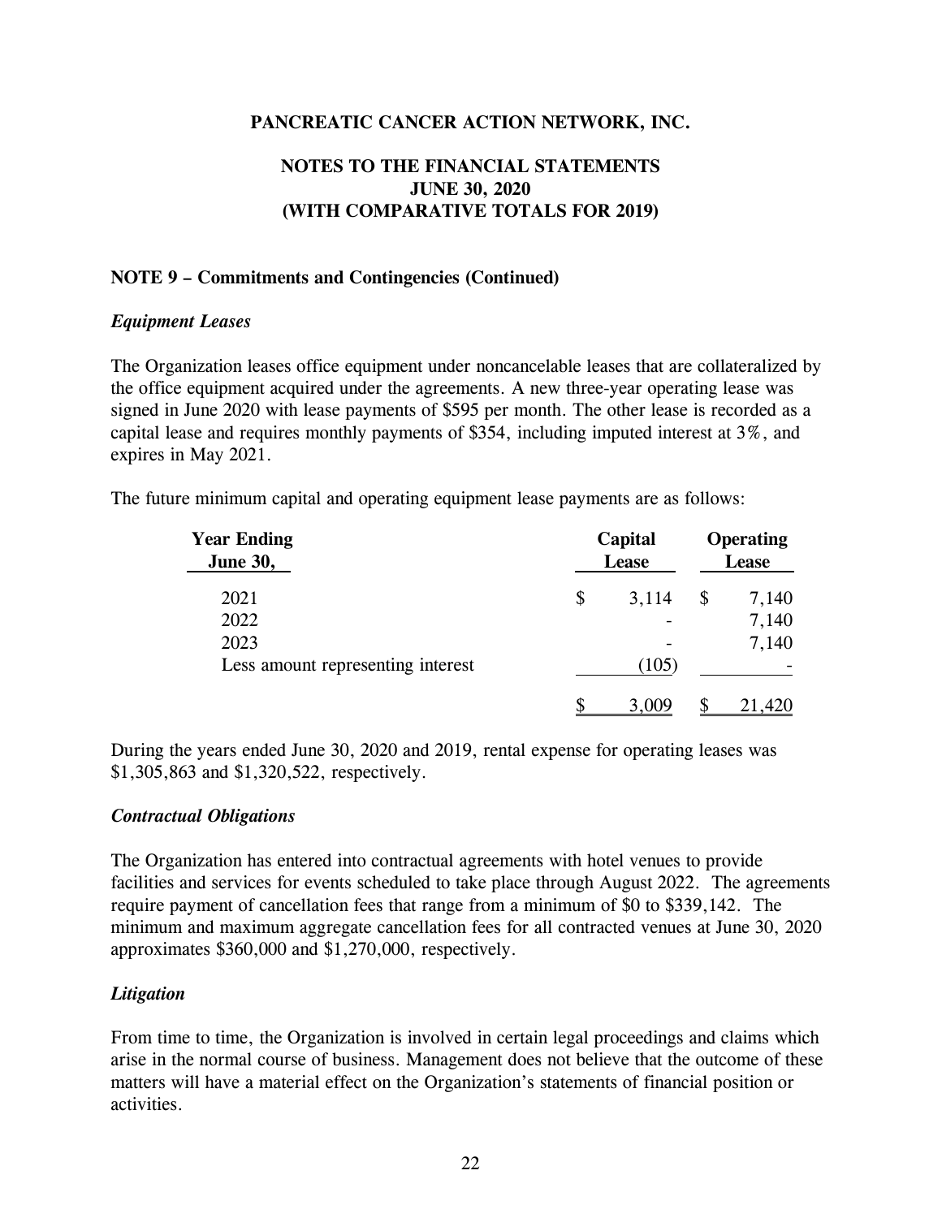# PANCREATIC CANCER ACTION NETWORK, INC.

## NOTES TO THE FINANCIAL STATEMENTS JUNE 30, 2020 (WITH COMPARATIVE TOTALS FOR 2019)

### NOTE 9 – Commitments and Contingencies (Continued)

***Equipment Leases***

The Organization leases office equipment under noncancelable leases that are collateralized by the office equipment acquired under the agreements. A new three-year operating lease was signed in June 2020 with lease payments of $595 per month. The other lease is recorded as a capital lease and requires monthly payments of $354, including imputed interest at 3%, and expires in May 2021.

The future minimum capital and operating equipment lease payments are as follows:

| Year Ending June 30, | Capital Lease | Operating Lease |
|---|---|---|
| 2021 | $ 3,114 | $ 7,140 |
| 2022 | - | 7,140 |
| 2023 | - | 7,140 |
| Less amount representing interest | (105) | - |
| | $ 3,009 | $ 21,420 |

During the years ended June 30, 2020 and 2019, rental expense for operating leases was $1,305,863 and $1,320,522, respectively.

***Contractual Obligations***

The Organization has entered into contractual agreements with hotel venues to provide facilities and services for events scheduled to take place through August 2022. The agreements require payment of cancellation fees that range from a minimum of $0 to $339,142. The minimum and maximum aggregate cancellation fees for all contracted venues at June 30, 2020 approximates $360,000 and $1,270,000, respectively.

***Litigation***

From time to time, the Organization is involved in certain legal proceedings and claims which arise in the normal course of business. Management does not believe that the outcome of these matters will have a material effect on the Organization's statements of financial position or activities.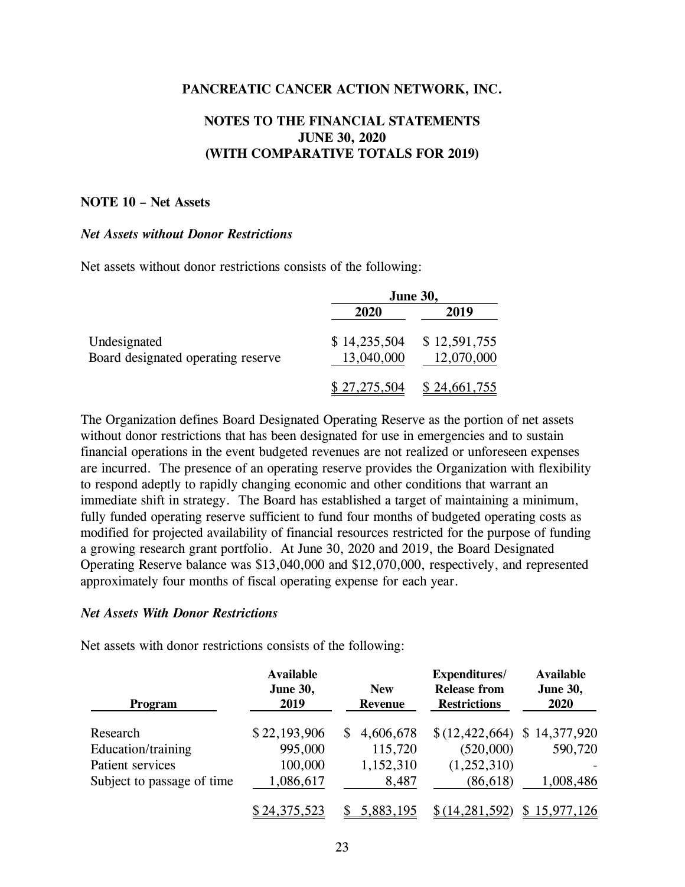PANCREATIC CANCER ACTION NETWORK, INC.

NOTES TO THE FINANCIAL STATEMENTS
JUNE 30, 2020
(WITH COMPARATIVE TOTALS FOR 2019)

**NOTE 10 – Net Assets**

***Net Assets without Donor Restrictions***

Net assets without donor restrictions consists of the following:

| | June 30, | |
|---|---|---|
| | **2020** | **2019** |
| Undesignated | $ 14,235,504 | $ 12,591,755 |
| Board designated operating reserve | 13,040,000 | 12,070,000 |
| | $ 27,275,504 | $ 24,661,755 |

The Organization defines Board Designated Operating Reserve as the portion of net assets without donor restrictions that has been designated for use in emergencies and to sustain financial operations in the event budgeted revenues are not realized or unforeseen expenses are incurred. The presence of an operating reserve provides the Organization with flexibility to respond adeptly to rapidly changing economic and other conditions that warrant an immediate shift in strategy. The Board has established a target of maintaining a minimum, fully funded operating reserve sufficient to fund four months of budgeted operating costs as modified for projected availability of financial resources restricted for the purpose of funding a growing research grant portfolio. At June 30, 2020 and 2019, the Board Designated Operating Reserve balance was $13,040,000 and $12,070,000, respectively, and represented approximately four months of fiscal operating expense for each year.

***Net Assets With Donor Restrictions***

Net assets with donor restrictions consists of the following:

| Program | Available June 30, 2019 | New Revenue | Expenditures/ Release from Restrictions | Available June 30, 2020 |
|---|---|---|---|---|
| Research | $ 22,193,906 | $ 4,606,678 | $ (12,422,664) | $ 14,377,920 |
| Education/training | 995,000 | 115,720 | (520,000) | 590,720 |
| Patient services | 100,000 | 1,152,310 | (1,252,310) | - |
| Subject to passage of time | 1,086,617 | 8,487 | (86,618) | 1,008,486 |
| | $ 24,375,523 | $ 5,883,195 | $ (14,281,592) | $ 15,977,126 |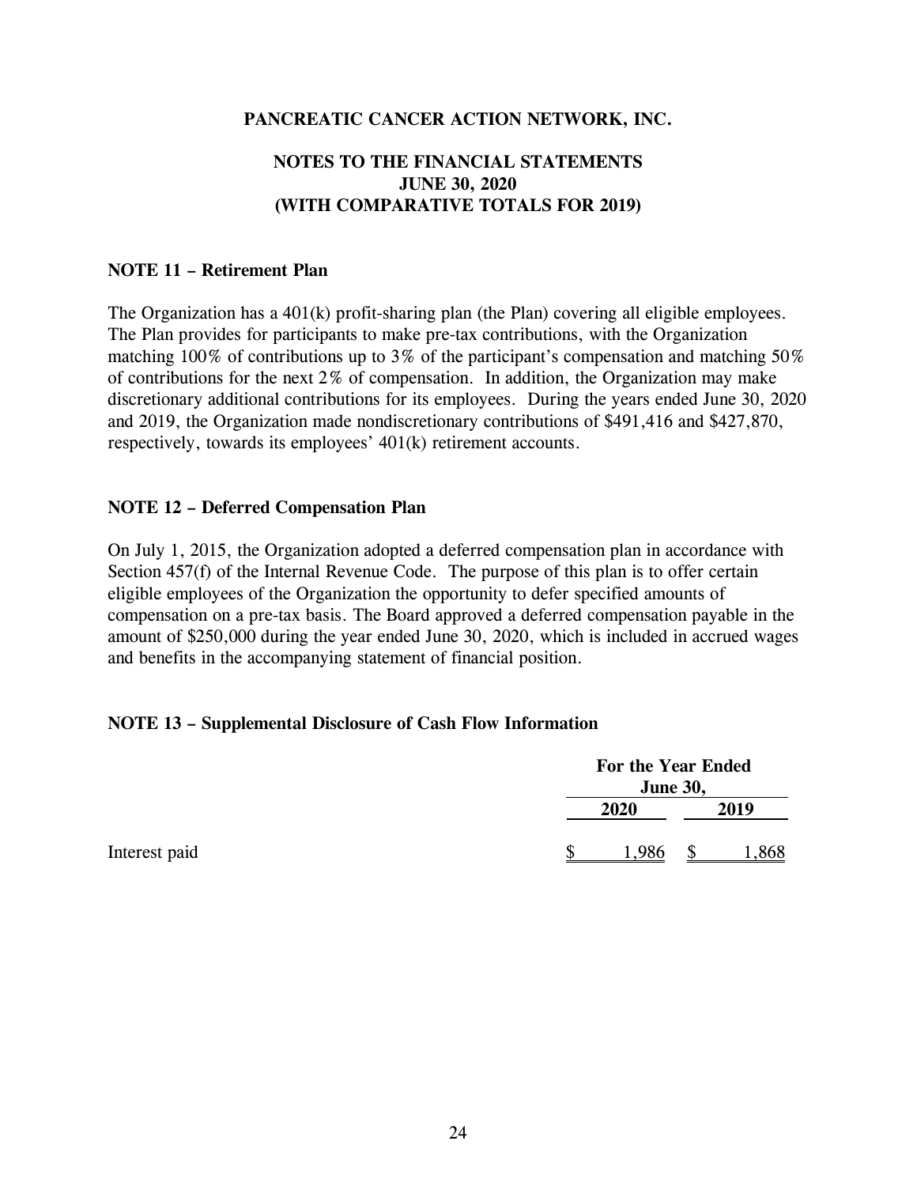**PANCREATIC CANCER ACTION NETWORK, INC.**

**NOTES TO THE FINANCIAL STATEMENTS**
**JUNE 30, 2020**
**(WITH COMPARATIVE TOTALS FOR 2019)**

### NOTE 11 – Retirement Plan

The Organization has a 401(k) profit-sharing plan (the Plan) covering all eligible employees. The Plan provides for participants to make pre-tax contributions, with the Organization matching 100% of contributions up to 3% of the participant's compensation and matching 50% of contributions for the next 2% of compensation. In addition, the Organization may make discretionary additional contributions for its employees. During the years ended June 30, 2020 and 2019, the Organization made nondiscretionary contributions of $491,416 and $427,870, respectively, towards its employees' 401(k) retirement accounts.

### NOTE 12 – Deferred Compensation Plan

On July 1, 2015, the Organization adopted a deferred compensation plan in accordance with Section 457(f) of the Internal Revenue Code. The purpose of this plan is to offer certain eligible employees of the Organization the opportunity to defer specified amounts of compensation on a pre-tax basis. The Board approved a deferred compensation payable in the amount of $250,000 during the year ended June 30, 2020, which is included in accrued wages and benefits in the accompanying statement of financial position.

### NOTE 13 – Supplemental Disclosure of Cash Flow Information

| | For the Year Ended June 30, | |
|---|---|---|
| | 2020 | 2019 |
| Interest paid | $ 1,986 | $ 1,868 |